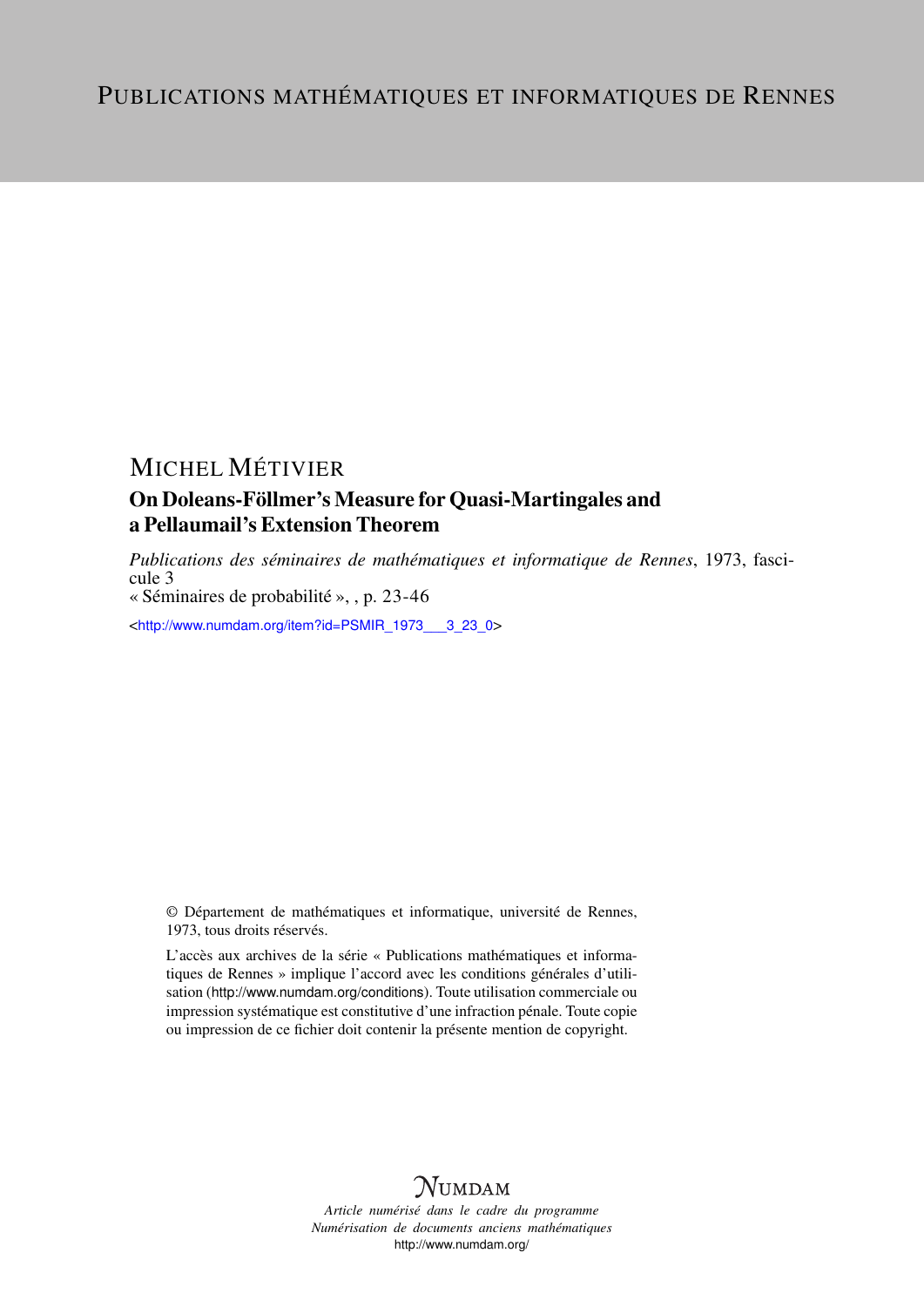PUBLICATIONS MATHÉMATIQUES ET INFORMATIQUES DE RENNES

MICHEL MÉTIVIER

# On Doleans-Föllmer's Measure for Quasi-Martingales and a Pellaumail's Extension Theorem

*Publications des séminaires de mathématiques et informatique de Rennes*, 1973, fascicule 3
« Séminaires de probabilité », , p. 23-46

<http://www.numdam.org/item?id=PSMIR_1973___3_23_0>

© Département de mathématiques et informatique, université de Rennes, 1973, tous droits réservés.

L'accès aux archives de la série « Publications mathématiques et informatiques de Rennes » implique l'accord avec les conditions générales d'utilisation (http://www.numdam.org/conditions). Toute utilisation commerciale ou impression systématique est constitutive d'une infraction pénale. Toute copie ou impression de ce fichier doit contenir la présente mention de copyright.

NUMDAM

*Article numérisé dans le cadre du programme*
*Numérisation de documents anciens mathématiques*
http://www.numdam.org/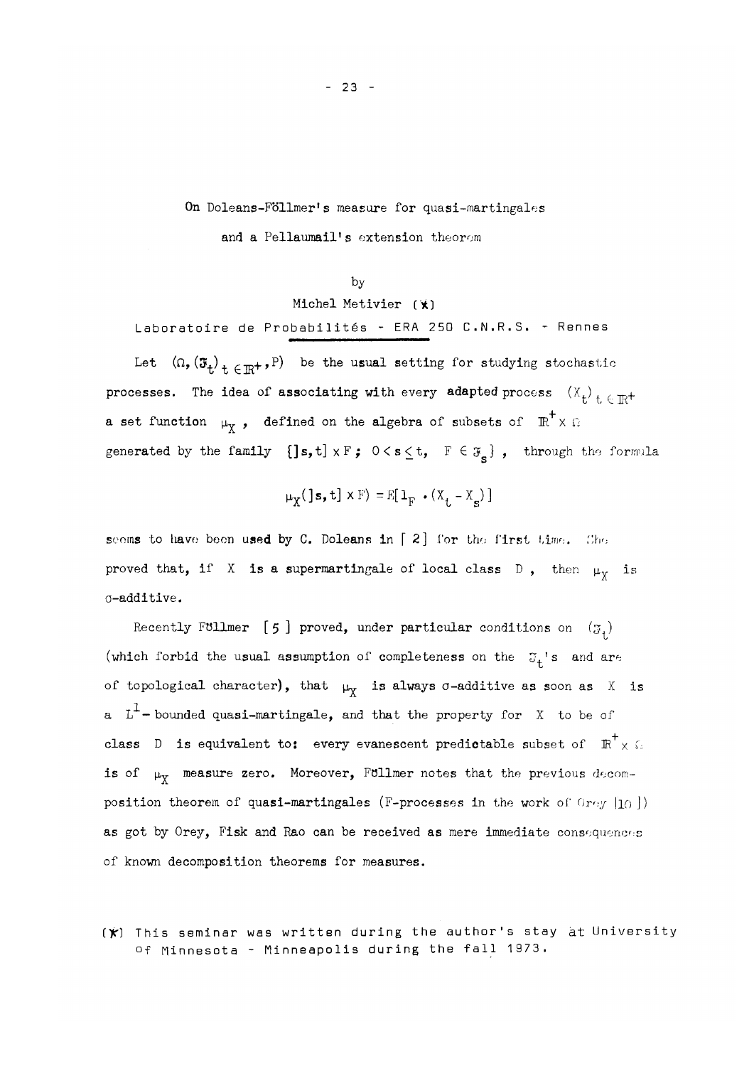# On Doleans-Föllmer's measure for quasi-martingales and a Pellaumail's extension theorem

by

Michel Metivier (*)

Laboratoire de Probabilités - ERA 250 C.N.R.S. - Rennes

Let $(\Omega, (\mathfrak{F}_t)_{t \in \mathbb{R}^+}, P)$ be the usual setting for studying stochastic processes. The idea of associating with every adapted process $(X_t)_{t \in \mathbb{R}^+}$ a set function $\mu_X$, defined on the algebra of subsets of $\mathbb{R}^+ \times \Omega$ generated by the family $\{]s,t] \times F ;\ 0 < s \leq t,\ F \in \mathfrak{F}_s\}$, through the formula

$$\mu_X(]s,t] \times F) = E[1_F \cdot (X_t - X_s)]$$

seems to have been used by C. Doleans in [2] for the first time. She proved that, if $X$ is a supermartingale of local class D, then $\mu_X$ is $\sigma$-additive.

Recently Föllmer [5] proved, under particular conditions on $(\mathfrak{F}_t)$ (which forbid the usual assumption of completeness on the $\mathfrak{F}_t$'s and are of topological character), that $\mu_X$ is always $\sigma$-additive as soon as $X$ is a $L^1$- bounded quasi-martingale, and that the property for $X$ to be of class D is equivalent to: every evanescent predictable subset of $\mathbb{R}^+ \times \Omega$ is of $\mu_X$ measure zero. Moreover, Föllmer notes that the previous decomposition theorem of quasi-martingales (F-processes in the work of Orey [10]) as got by Orey, Fisk and Rao can be received as mere immediate consequences of known decomposition theorems for measures.

(*) This seminar was written during the author's stay at University of Minnesota - Minneapolis during the fall 1973.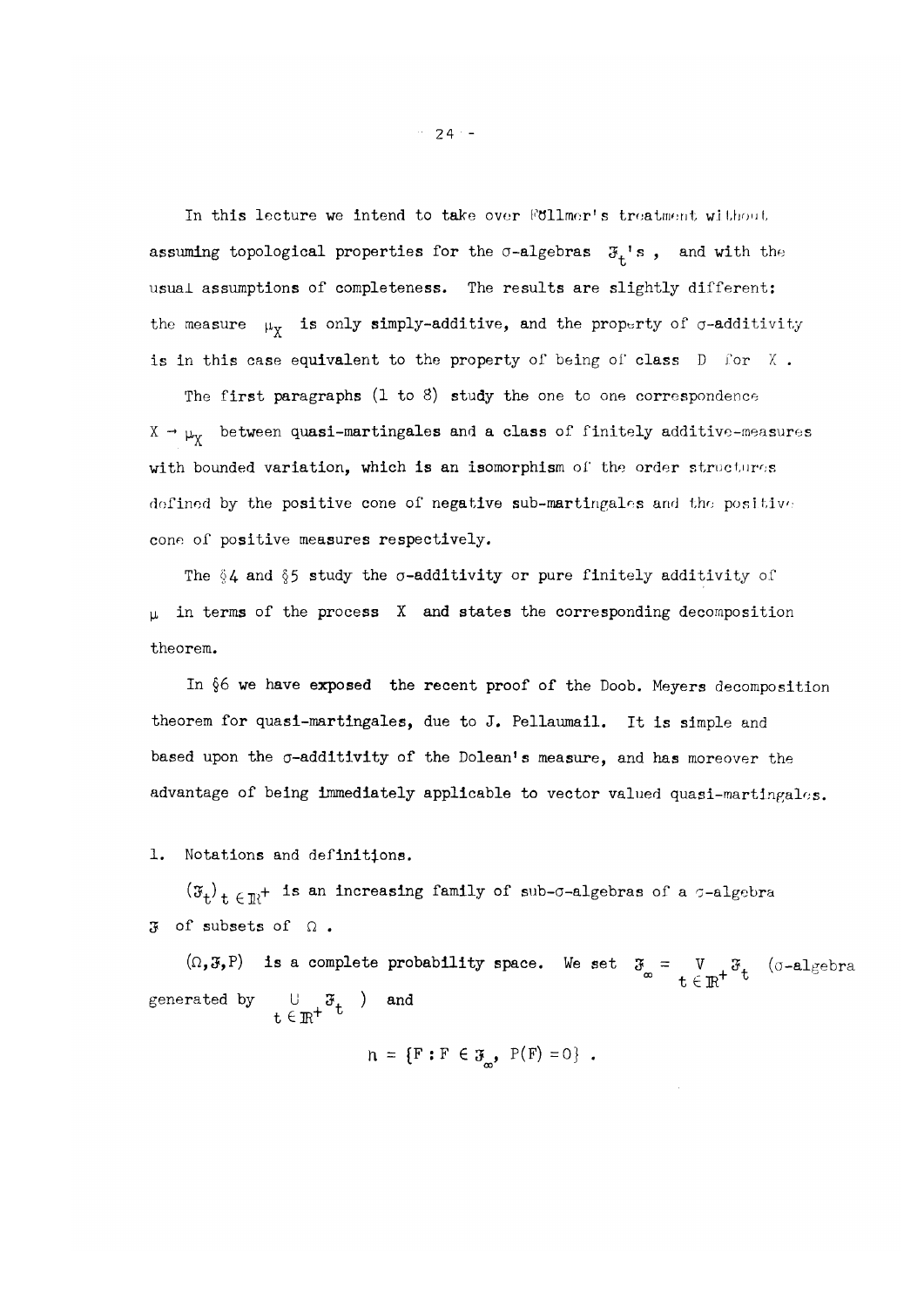In this lecture we intend to take over Föllmer's treatment without assuming topological properties for the σ-algebras $\mathcal{F}_t$'s , and with the usual assumptions of completeness. The results are slightly different: the measure $\mu_X$ is only simply-additive, and the property of σ-additivity is in this case equivalent to the property of being of class D for $X$ .

The first paragraphs (1 to 8) study the one to one correspondence $X \to \mu_X$ between quasi-martingales and a class of finitely additive-measures with bounded variation, which is an isomorphism of the order structures defined by the positive cone of negative sub-martingales and the positive cone of positive measures respectively.

The §4 and §5 study the σ-additivity or pure finitely additivity of $\mu$ in terms of the process $X$ and states the corresponding decomposition theorem.

In §6 we have exposed the recent proof of the Doob. Meyers decomposition theorem for quasi-martingales, due to J. Pellaumail. It is simple and based upon the σ-additivity of the Dolean's measure, and has moreover the advantage of being immediately applicable to vector valued quasi-martingales.

1. Notations and definitions.

$(\mathcal{F}_t)_{t \in \mathbb{R}^+}$ is an increasing family of sub-σ-algebras of a σ-algebra $\mathcal{F}$ of subsets of $\Omega$ .

$(\Omega, \mathcal{F}, P)$ is a complete probability space. We set $\mathcal{F}_\infty = \bigvee_{t \in \mathbb{R}^+} \mathcal{F}_t$ (σ-algebra generated by $\bigcup_{t \in \mathbb{R}^+} \mathcal{F}_t$ ) and

$$\mathfrak{n} = \{F : F \in \mathcal{F}_\infty,\ P(F) = 0\} .$$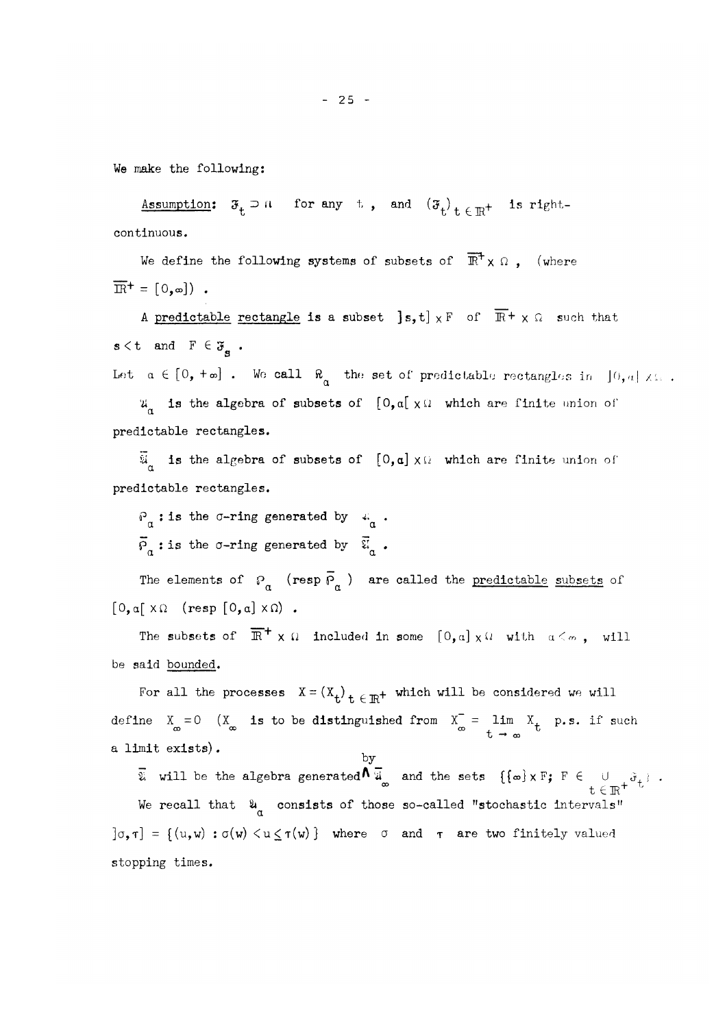We make the following:

<u>Assumption:</u> $\mathcal{F}_t \supset \mathcal{N}$ for any $t$, and $(\mathcal{F}_t)_{t \in \mathbb{R}^+}$ is right-continuous.

We define the following systems of subsets of $\overline{\mathbb{R}}^+ \times \Omega$, (where $\overline{\mathbb{R}}^+ = [0,\infty])$ .

A <u>predictable rectangle</u> is a subset $]s,t] \times F$ of $\overline{\mathbb{R}}^+ \times \Omega$ such that $s < t$ and $F \in \mathcal{F}_s$ .

Let $a \in [0,+\infty]$ . We call $\mathcal{R}_a$ the set of predictable rectangles in $]0,a] \times \Omega$ .

$\mathcal{A}_a$ is the algebra of subsets of $[0,a[ \times \Omega$ which are finite union of predictable rectangles.

$\overline{\mathcal{A}}_a$ is the algebra of subsets of $[0,a] \times \Omega$ which are finite union of predictable rectangles.

$\mathcal{P}_a$ : is the $\sigma$-ring generated by $\mathcal{A}_a$ .

$\overline{\mathcal{P}}_a$ : is the $\sigma$-ring generated by $\overline{\mathcal{A}}_a$ .

The elements of $\mathcal{P}_a$ (resp $\overline{\mathcal{P}}_a$ ) are called the <u>predictable subsets</u> of $[0,a[ \times \Omega$ (resp $[0,a] \times \Omega)$ .

The subsets of $\overline{\mathbb{R}}^+ \times \Omega$ included in some $[0,a] \times \Omega$ with $a < \infty$ , will be said <u>bounded</u>.

For all the processes $X = (X_t)_{t \in \mathbb{R}^+}$ which will be considered we will define $X_\infty = 0$ ($X_\infty$ is to be distinguished from $X_\infty^- = \lim\limits_{t \to \infty} X_t$ p.s. if such a limit exists).

$\overline{\mathcal{A}}$ will be the algebra generated by $\overline{\mathcal{A}}_\infty$ and the sets $\{\{\infty\} \times F;\ F \in \bigcup\limits_{t \in \mathbb{R}^+} \mathcal{F}_t\}$ .

We recall that $\mathcal{A}_a$ consists of those so-called "stochastic intervals" $]\sigma,\tau] = \{(u,w) : \sigma(w) < u \leq \tau(w)\}$ where $\sigma$ and $\tau$ are two finitely valued stopping times.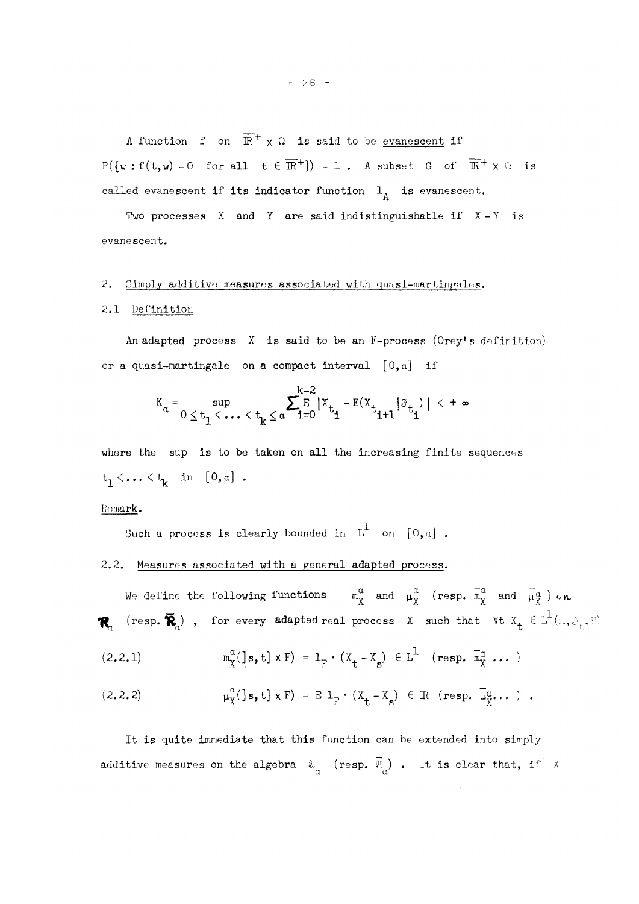A function $f$ on $\overline{\mathbb{R}}^+ \times \Omega$ is said to be evanescent if $P(\{w : f(t,w) = 0 \text{ for all } t \in \overline{\mathbb{R}}^+\}) = 1$. A subset $G$ of $\overline{\mathbb{R}}^+ \times \Omega$ is called evanescent if its indicator function $1_A$ is evanescent.

Two processes $X$ and $Y$ are said indistinguishable if $X - Y$ is evanescent.

## 2. Simply additive measures associated with quasi-martingales.

### 2.1 Definition

An adapted process $X$ is said to be an F-process (Orey's definition) or a quasi-martingale on a compact interval $[0,a]$ if

$$K_a = \sup_{0 \leq t_1 < \dots < t_k \leq a} \sum_{i=0}^{k-2} E\,|X_{t_i} - E(X_{t_{i+1}} | \mathcal{F}_{t_i})| < +\infty$$

where the sup is to be taken on all the increasing finite sequences $t_1 < \dots < t_k$ in $[0,a]$.

Remark.

Such a process is clearly bounded in $L^1$ on $[0,a]$.

### 2.2. Measures associated with a general adapted process.

We define the following functions $m_X^a$ and $\mu_X^a$ (resp. $\bar{m}_X^a$ and $\bar{\mu}_X^a$) on $\mathcal{R}_a$ (resp. $\bar{\mathcal{R}}_a$), for every adapted real process $X$ such that $\forall t\ X_t \in L^1(\Omega, \mathcal{F}_t, P)$

$$(2.2.1) \qquad m_X^a(]s,t] \times F) = 1_F \cdot (X_t - X_s) \in L^1 \quad (\text{resp. } \bar{m}_X^a \dots)$$

$$(2.2.2) \qquad \mu_X^a(]s,t] \times F) = E\, 1_F \cdot (X_t - X_s) \in \mathbb{R} \quad (\text{resp. } \bar{\mu}_X^a \dots) .$$

It is quite immediate that this function can be extended into simply additive measures on the algebra $\mathcal{R}_a$ (resp. $\bar{\mathcal{R}}_a$). It is clear that, if $X$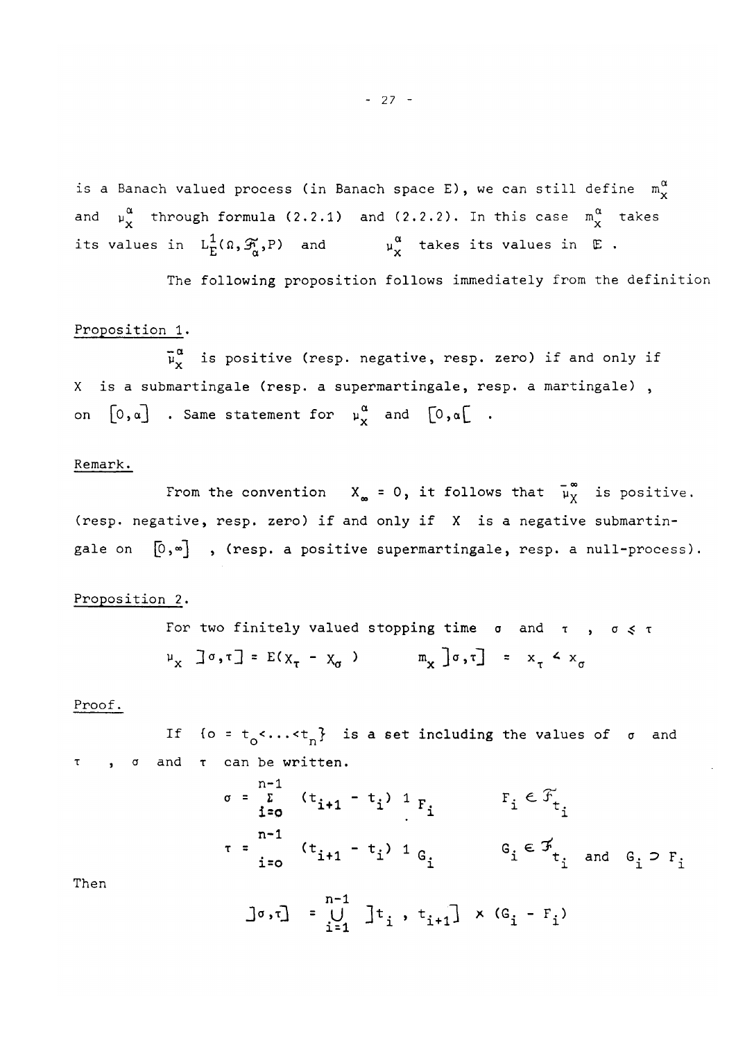is a Banach valued process (in Banach space E), we can still define $m_X^\alpha$ and $\mu_X^\alpha$ through formula (2.2.1) and (2.2.2). In this case $m_X^\alpha$ takes its values in $L_E^1(\Omega, \mathcal{F}_\alpha, P)$ and $\mu_X^\alpha$ takes its values in $\mathbb{E}$.

The following proposition follows immediately from the definition

Proposition 1.

$\bar{\mu}_X^\alpha$ is positive (resp. negative, resp. zero) if and only if $X$ is a submartingale (resp. a supermartingale, resp. a martingale), on $[0,\alpha]$. Same statement for $\mu_X^\alpha$ and $[0,\alpha[$.

Remark.

From the convention $X_\infty = 0$, it follows that $\bar{\mu}_X^\infty$ is positive. (resp. negative, resp. zero) if and only if $X$ is a negative submartingale on $[0,\infty]$, (resp. a positive supermartingale, resp. a null-process).

Proposition 2.

For two finitely valued stopping time $\sigma$ and $\tau$, $\sigma \leq \tau$

$$\mu_X \, ]\sigma,\tau] = E(X_\tau - X_\sigma) \qquad m_X \, ]\sigma,\tau] = x_\tau < x_\sigma$$

Proof.

If $\{o = t_o < \ldots < t_n\}$ is a set including the values of $\sigma$ and $\tau$, $\sigma$ and $\tau$ can be written.

$$\sigma = \sum_{i=o}^{n-1} (t_{i+1} - t_i) \, 1_{F_i} \qquad F_i \in \mathcal{F}_{t_i}$$

$$\tau = \sum_{i=o}^{n-1} (t_{i+1} - t_i) \, 1_{G_i} \qquad G_i \in \mathcal{F}_{t_i} \text{ and } G_i \supset F_i$$

Then

$$]\sigma,\tau] = \bigcup_{i=1}^{n-1} \, ]t_i \, , t_{i+1}] \times (G_i - F_i)$$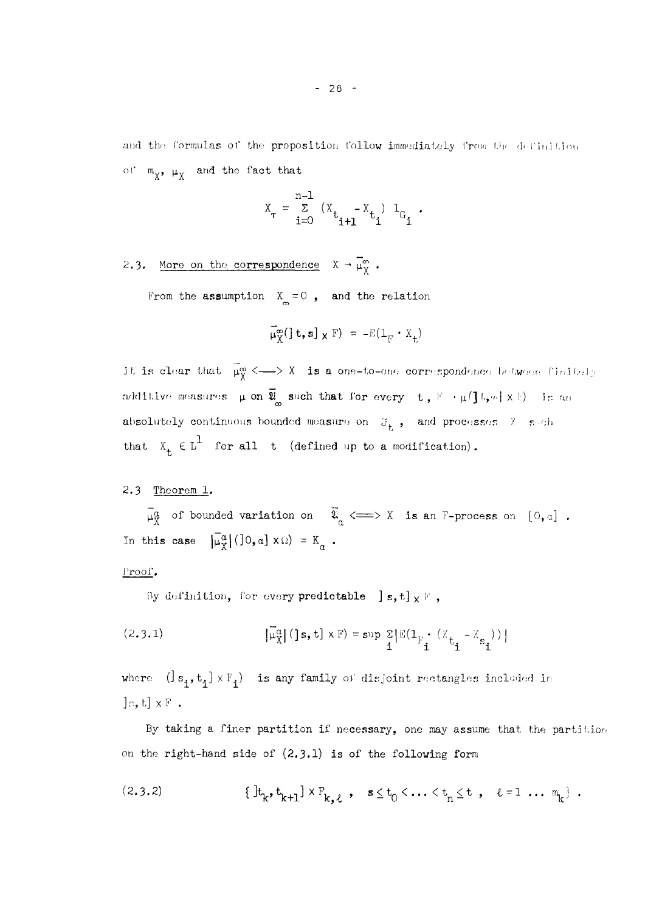and the formulas of the proposition follow immediately from the definition of $m_X$, $\mu_X$ and the fact that

$$X_\tau = \sum_{i=0}^{n-1} (X_{t_{i+1}} - X_{t_i}) \, 1_{G_i} .$$

## 2.3. More on the correspondence $X \to \bar{\mu}_X^\infty$.

From the assumption $X_\infty = 0$, and the relation

$$\bar{\mu}_X^\infty(]t, s] \times F) = -E(1_F \cdot X_t)$$

it is clear that $\bar{\mu}_X^\infty \longleftrightarrow X$ is a one-to-one correspondence between finitely additive measures $\mu$ on $\bar{\mathfrak{A}}_\infty$ such that for every $t$, $F \to \mu(]t,\infty] \times F)$ is an absolutely continuous bounded measure on $\mathcal{F}_t$, and processes $X$ such that $X_t \in L^1$ for all $t$ (defined up to a modification).

## 2.3 Theorem 1.

$\bar{\mu}_X^a$ of bounded variation on $\bar{\mathfrak{A}}_a \iff X$ is an F-process on $[0,a]$. In this case $|\bar{\mu}_X^a|(]0,a] \times \Omega) = K_a$.

Proof.

By definition, for every predictable $]s,t] \times F$,

$$(2.3.1) \qquad |\bar{\mu}_X^a|(]s,t] \times F) = \sup \sum_i |E(1_{F_i} \cdot (X_{t_i} - X_{s_i}))|$$

where $(]s_i, t_i] \times F_i)$ is any family of disjoint rectangles included in $]s,t] \times F$.

By taking a finer partition if necessary, one may assume that the partition on the right-hand side of (2.3.1) is of the following form

$$(2.3.2) \qquad \{ ]t_k, t_{k+1}] \times F_{k,\ell} \,, \quad s \le t_0 < \ldots < t_n \le t \,, \quad \ell = 1 \ldots m_k \} .$$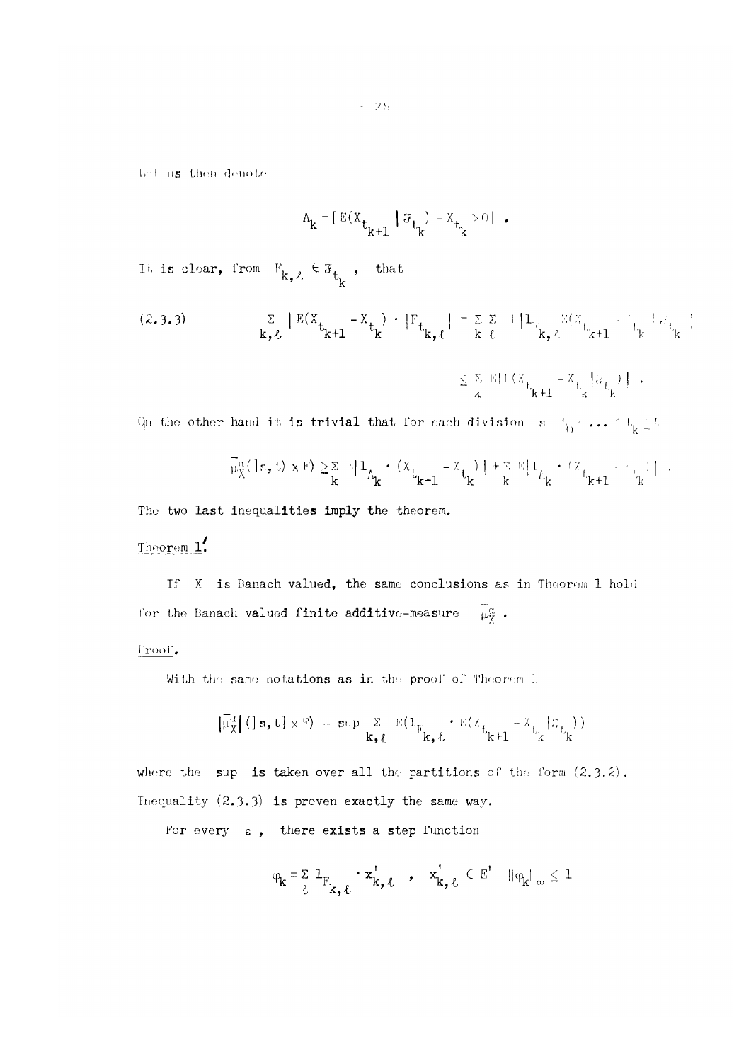Let us then denote

$$\Lambda_k = [E(X_{t_{k+1}} | \mathcal{F}_{t_k}) - X_{t_k} > 0] .$$

It is clear, from $F_{k,\ell} \in \mathcal{F}_{t_k}$, that

$$(2.3.3) \qquad \sum_{k,\ell} | E(X_{t_{k+1}} - X_{t_k}) \cdot |F_{t_{k,\ell}} | = \sum_k \sum_\ell E| 1_{F_{k,\ell}} E(X_{t_{k+1}} - X_{t_k} | \mathcal{F}_{t_k}) |$$

$$\leq \sum_k E| E(X_{t_{k+1}} - X_{t_k} | \mathcal{F}_{t_k}) | .$$

On the other hand it is trivial that for each division $s = t_0 < \dots < t_k = t$

$$\bar{\mu}_X^q(]s,t] \times F) \geq \sum_k E| 1_{\Lambda_k} \cdot (X_{t_{k+1}} - X_{t_k}) | + \sum_k E| 1_{\Lambda_k^c} \cdot (X_{t_{k+1}} - X_{t_k}) | .$$

The two last inequalities imply the theorem.

Theorem 1'.

If $X$ is Banach valued, the same conclusions as in Theorem 1 hold for the Banach valued finite additive-measure $\bar{\mu}_X^q$.

Proof.

With the same notations as in the proof of Theorem 1

$$|\bar{\mu}_X^q| (]s,t] \times F) = \sup_{k,\ell} \sum E(1_{F_{k,\ell}} \cdot E(X_{t_{k+1}} - X_{t_k} | \mathcal{F}_{t_k}))$$

where the sup is taken over all the partitions of the form (2.3.2). Inequality (2.3.3) is proven exactly the same way.

For every $\varepsilon$, there exists a step function

$$\varphi_k = \sum_\ell 1_{F_{k,\ell}} \cdot x'_{k,\ell} \ , \quad x'_{k,\ell} \in E' \quad \|\varphi_k\|_\infty \leq 1$$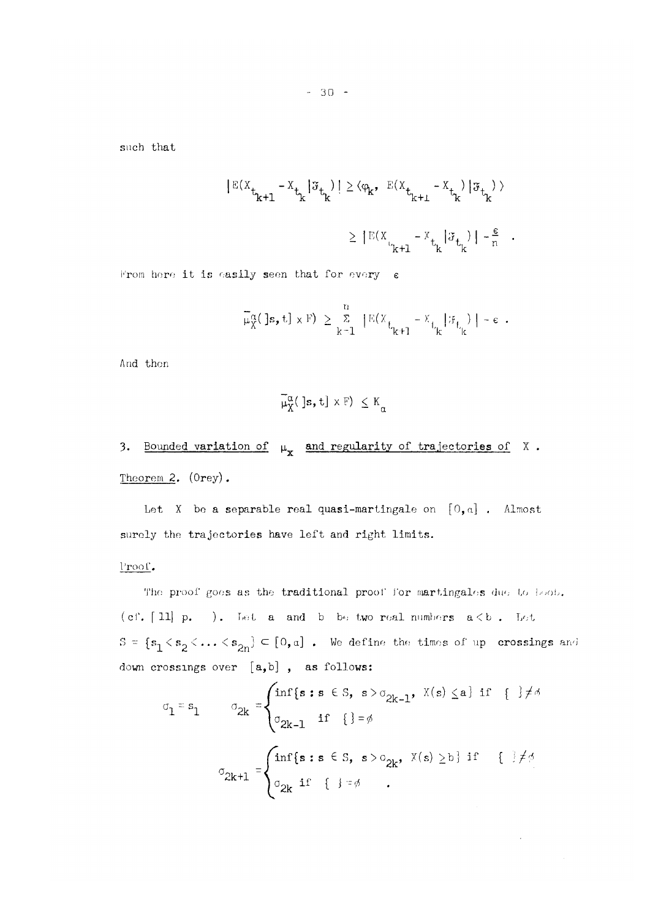such that

$$|E(X_{t_{k+1}} - X_{t_k} | \mathfrak{F}_{t_k})| \geq \langle \varphi_k, E(X_{t_{k+1}} - X_{t_k}) | \mathfrak{F}_{t_k}) \rangle$$

$$\geq |E(X_{t_{k+1}} - X_{t_k} | \mathfrak{F}_{t_k})| - \frac{\varepsilon}{n} .$$

From here it is easily seen that for every $\varepsilon$

$$\bar{\mu}_X^a(]s,t] \times F) \geq \sum_{k=1}^{n} |E(X_{t_{k+1}} - X_{t_k} | \mathfrak{F}_{t_k})| - \varepsilon .$$

And then

$$\bar{\mu}_X^a(]s,t] \times F) \leq K_a$$

## 3. Bounded variation of $\mu_X$ and regularity of trajectories of $X$.

Theorem 2. (Orey).

Let $X$ be a separable real quasi-martingale on $[0,a]$. Almost surely the trajectories have left and right limits.

Proof.

The proof goes as the traditional proof for martingales due to Doob. (cf. [11] p. ). Let $a$ and $b$ be two real numbers $a < b$. Let $S = \{s_1 < s_2 < \dots < s_{2n}\} \subset [0,a]$. We define the times of up crossings and down crossings over $[a,b]$, as follows:

$$\sigma_1 = s_1 \qquad \sigma_{2k} = \begin{cases} \inf\{s : s \in S,\ s > \sigma_{2k-1},\ X(s) \leq a\} & \text{if } \{\ \} \neq \emptyset \\ \sigma_{2k-1} & \text{if } \{\ \} = \emptyset \end{cases}$$

$$\sigma_{2k+1} = \begin{cases} \inf\{s : s \in S,\ s > \sigma_{2k},\ X(s) \geq b\} & \text{if } \{\ \} \neq \emptyset \\ \sigma_{2k} & \text{if } \{\ \} = \emptyset \end{cases} .$$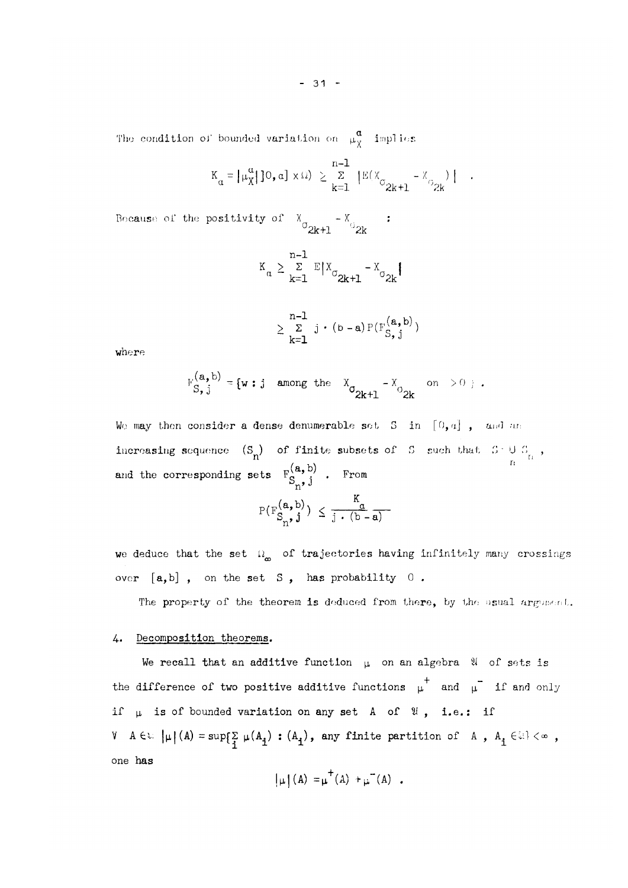The condition of bounded variation on $\mu_X^a$ implies

$$K_a = |\mu_X^a| ]0,a] \times \Omega) \geq \sum_{k=1}^{n-1} |E(X_{\sigma_{2k+1}} - X_{\sigma_{2k}})| \quad .$$

Because of the positivity of $X_{\sigma_{2k+1}} - X_{\sigma_{2k}}$ :

$$K_a \geq \sum_{k=1}^{n-1} E|X_{\sigma_{2k+1}} - X_{\sigma_{2k}}|$$

$$\geq \sum_{k=1}^{n-1} j \cdot (b-a) P(F_{S,j}^{(a,b)})$$

where

$$F_{S,j}^{(a,b)} = \{w : j \text{ among the } X_{\sigma_{2k+1}} - X_{\sigma_{2k}} \text{ on } > 0\} .$$

We may then consider a dense denumerable set $S$ in $[0,a]$, and an increasing sequence $(S_n)$ of finite subsets of $S$ such that $S = \bigcup_n S_n$, and the corresponding sets $F_{S_n,j}^{(a,b)}$. From

$$P(F_{S_n,j}^{(a,b)}) \leq \frac{K_a}{j \cdot (b-a)}$$

we deduce that the set $\Omega_\infty$ of trajectories having infinitely many crossings over $[a,b]$, on the set $S$, has probability $0$.

The property of the theorem is deduced from there, by the usual argument.

## 4. Decomposition theorems.

We recall that an additive function $\mu$ on an algebra $\mathfrak{A}$ of sets is the difference of two positive additive functions $\mu^+$ and $\mu^-$ if and only if $\mu$ is of bounded variation on any set $A$ of $\mathfrak{A}$, i.e.: if $\forall \; A \in \mathfrak{A} \;\; |\mu|(A) = \sup\{\sum_i \mu(A_i) : (A_i)$, any finite partition of $A$, $A_i \in \mathfrak{A}\} < \infty$, one has

$$|\mu|(A) = \mu^+(A) + \mu^-(A) \; .$$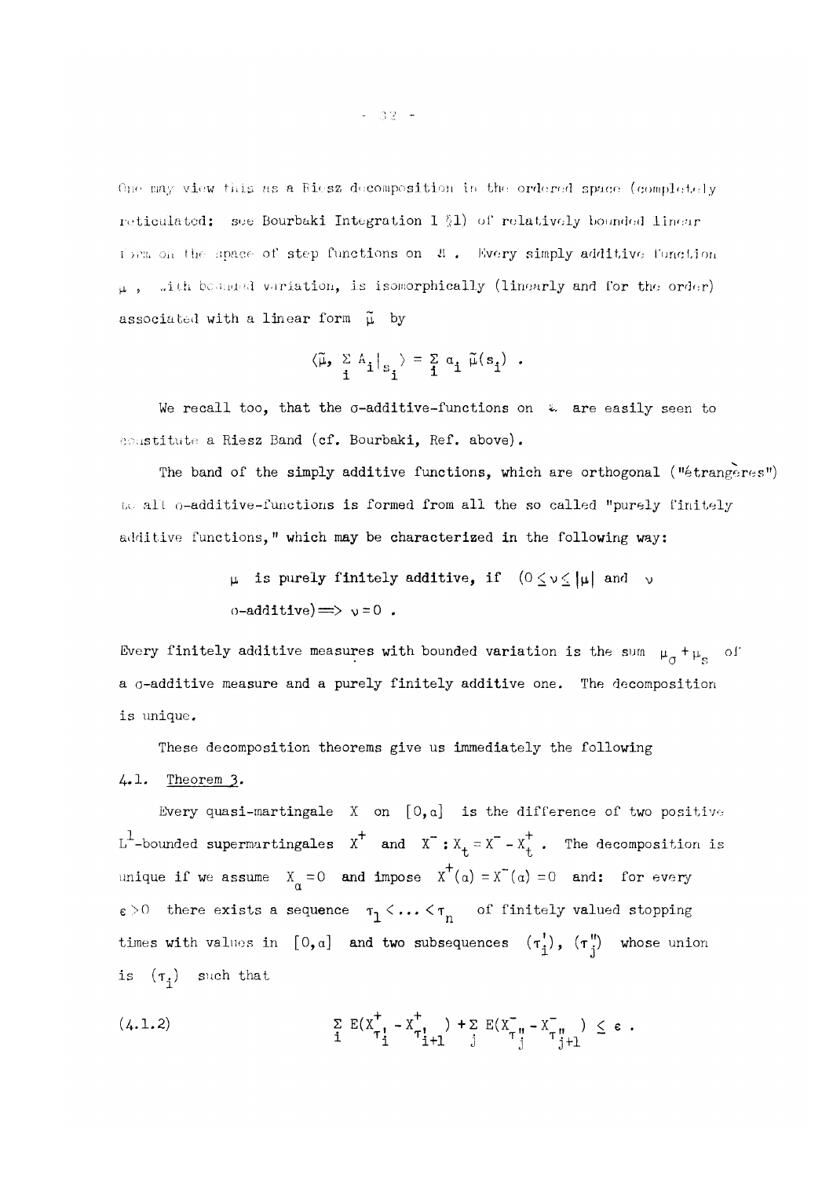One may view this as a Riesz decomposition in the ordered space (completely reticulated: see Bourbaki Integration I §1) of relatively bounded linear form on the space of step functions on $\mathcal{A}$. Every simply additive function $\mu$, with bounded variation, is isomorphically (linearly and for the order) associated with a linear form $\tilde{\mu}$ by

$$\langle \tilde{\mu}, \sum_i A_i|_{s_i} \rangle = \sum_i a_i \, \tilde{\mu}(s_i) \ .$$

We recall too, that the σ-additive-functions on $\mathcal{A}$ are easily seen to constitute a Riesz Band (cf. Bourbaki, Ref. above).

The band of the simply additive functions, which are orthogonal ("étrangères") to all σ-additive-functions is formed from all the so called "purely finitely additive functions," which may be characterized in the following way:

> $\mu$ is purely finitely additive, if $(0 \leq \nu \leq |\mu|$ and $\nu$ σ-additive$) \Longrightarrow \nu = 0$ .

Every finitely additive measures with bounded variation is the sum $\mu_\sigma + \mu_s$ of a σ-additive measure and a purely finitely additive one. The decomposition is unique.

These decomposition theorems give us immediately the following

4.1. Theorem 3.

Every quasi-martingale $X$ on $[0,a]$ is the difference of two positive $L^1$-bounded supermartingales $X^+$ and $X^-$ : $X_t = X^- - X^+_t$ . The decomposition is unique if we assume $X_a = 0$ and impose $X^+(a) = X^-(a) = 0$ and: for every $\varepsilon > 0$ there exists a sequence $\tau_1 < \ldots < \tau_n$ of finitely valued stopping times with values in $[0,a]$ and two subsequences $(\tau'_i)$, $(\tau''_j)$ whose union is $(\tau_i)$ such that

$$(4.1.2) \qquad \sum_i E(X^+_{\tau'_i} - X^+_{\tau'_{i+1}}) + \sum_j E(X^-_{\tau''_j} - X^-_{\tau''_{j+1}}) \leq \varepsilon \ .$$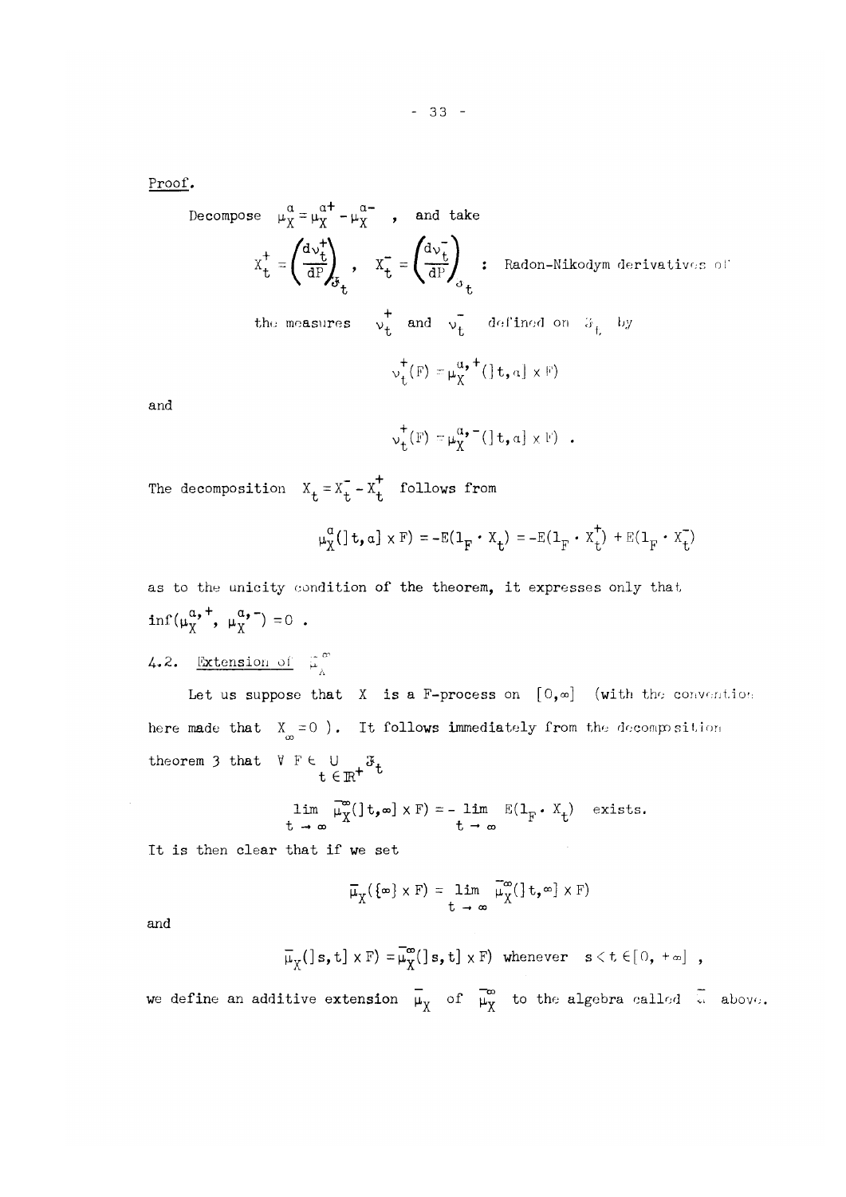Proof.

Decompose $\mu_X^a = \mu_X^{a+} - \mu_X^{a-}$ , and take

$$X_t^+ = \left(\frac{d\nu_t^+}{dP}\right)_{\mathcal{F}_t} , \quad X_t^- = \left(\frac{d\nu_t^-}{dP}\right)_{\mathcal{F}_t} \quad : \text{ Radon-Nikodym derivatives of}$$

the measures $\nu_t^+$ and $\nu_t^-$ defined on $\mathcal{F}_t$ by

$$\nu_t^+(F) = \mu_X^{a,+}(]t,a] \times F)$$

and

$$\nu_t^+(F) = \mu_X^{a,-}(]t,a] \times F) \ .$$

The decomposition $X_t = X_t^- - X_t^+$ follows from

$$\mu_X^a(]t,a] \times F) = -E(1_F \cdot X_t) = -E(1_F \cdot X_t^+) + E(1_F \cdot X_t^-)$$

as to the unicity condition of the theorem, it expresses only that $\inf(\mu_X^{a,+}, \mu_X^{a,-}) = 0$ .

4.2. Extension of $\bar{\mu}_X^\infty$

Let us suppose that $X$ is a F-process on $[0,\infty]$ (with the convention here made that $X_\infty = 0$ ). It follows immediately from the decomposition theorem 3 that $\forall \ F \in \bigcup_{t \in \mathbb{R}^+} \mathcal{F}_t$

$$\lim_{t \to \infty} \bar{\mu}_X^\infty(]t,\infty] \times F) = - \lim_{t \to \infty} E(1_F \cdot X_t) \quad \text{exists.}$$

It is then clear that if we set

$$\bar{\mu}_X(\{\infty\} \times F) = \lim_{t \to \infty} \bar{\mu}_X^\infty(]t,\infty] \times F)$$

and

$$\bar{\mu}_X(]s,t] \times F) = \bar{\mu}_X^\infty(]s,t] \times F) \ \text{ whenever } \ s < t \in [0, +\infty] \ ,$$

we define an additive extension $\bar{\mu}_X$ of $\bar{\mu}_X^\infty$ to the algebra called $\bar{\mathcal{A}}$ above.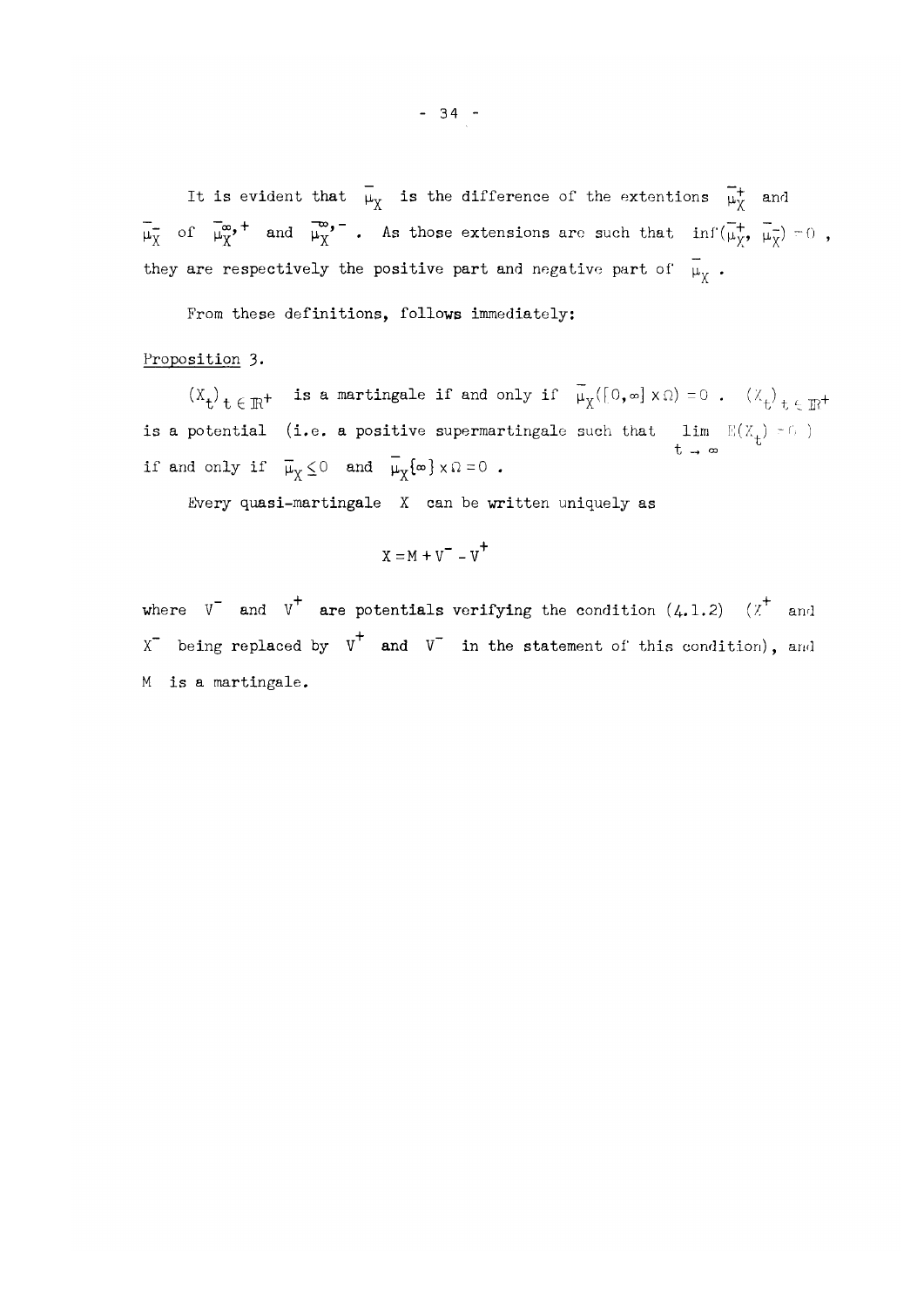It is evident that $\bar{\mu}_X$ is the difference of the extentions $\bar{\mu}_X^+$ and $\bar{\mu}_X^-$ of $\bar{\mu}_X^{\infty,+}$ and $\bar{\mu}_X^{\infty,-}$. As those extensions are such that $\inf(\bar{\mu}_X^+, \bar{\mu}_X^-) = 0$, they are respectively the positive part and negative part of $\bar{\mu}_X$.

From these definitions, follows immediately:

Proposition 3.

$(X_t)_{t \in \mathbb{R}^+}$ is a martingale if and only if $\bar{\mu}_X([0,\infty] \times \Omega) = 0$. $(X_t)_{t \in \mathbb{R}^+}$ is a potential (i.e. a positive supermartingale such that $\lim\limits_{t \to \infty} E(X_t) = 0$) if and only if $\bar{\mu}_X \leq 0$ and $\bar{\mu}_X\{\infty\} \times \Omega = 0$.

Every quasi-martingale $X$ can be written uniquely as

$$X = M + V^- - V^+$$

where $V^-$ and $V^+$ are potentials verifying the condition (4.1.2) ($X^+$ and $X^-$ being replaced by $V^+$ and $V^-$ in the statement of this condition), and $M$ is a martingale.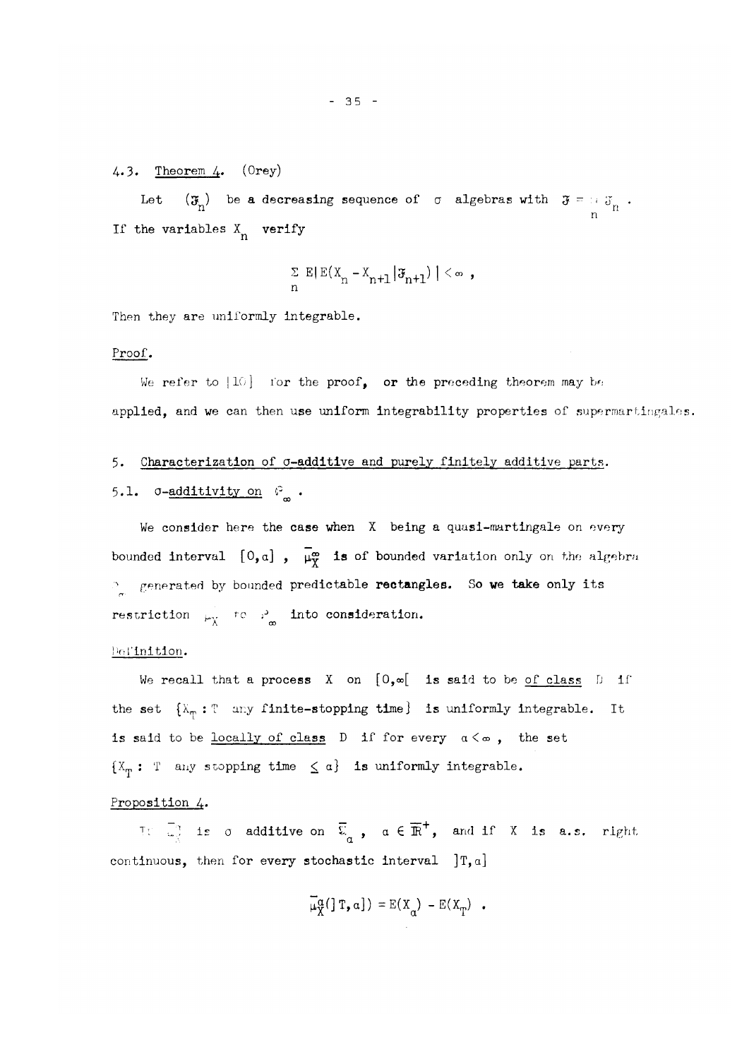4.3. Theorem 4. (Orey)

Let $(\mathfrak{F}_n)$ be a decreasing sequence of $\sigma$ algebras with $\mathfrak{F} = \cap_n \mathfrak{F}_n$. If the variables $X_n$ verify

$$\sum_n E|E(X_n - X_{n+1}|\mathfrak{F}_{n+1})| < \infty ,$$

Then they are uniformly integrable.

Proof.

We refer to [10] for the proof, or the preceding theorem may be applied, and we can then use uniform integrability properties of supermartingales.

## 5. Characterization of σ-additive and purely finitely additive parts.

### 5.1. σ-additivity on $\mathcal{P}_\infty$.

We consider here the case when $X$ being a quasi-martingale on every bounded interval $[0,a]$, $\bar{\mu}_X^\infty$ is of bounded variation only on the algebra $\mathcal{P}_\sigma$ generated by bounded predictable rectangles. So we take only its restriction $\mu_X$ to $\mathcal{P}_\infty$ into consideration.

Definition.

We recall that a process $X$ on $[0,\infty[$ is said to be of class D if the set $\{X_T : T$ any finite-stopping time$\}$ is uniformly integrable. It is said to be locally of class D if for every $a < \infty$, the set $\{X_T :$ T any stopping time $\leq a\}$ is uniformly integrable.

Proposition 4.

If $\bar{\mu}_X^a$ is σ additive on $\bar{\mathcal{P}}_a$, $a \in \overline{\mathbb{R}}^+$, and if $X$ is a.s. right continuous, then for every stochastic interval $]T,a]$

$$\bar{\mu}_X^a(]T,a]) = E(X_a) - E(X_T) .$$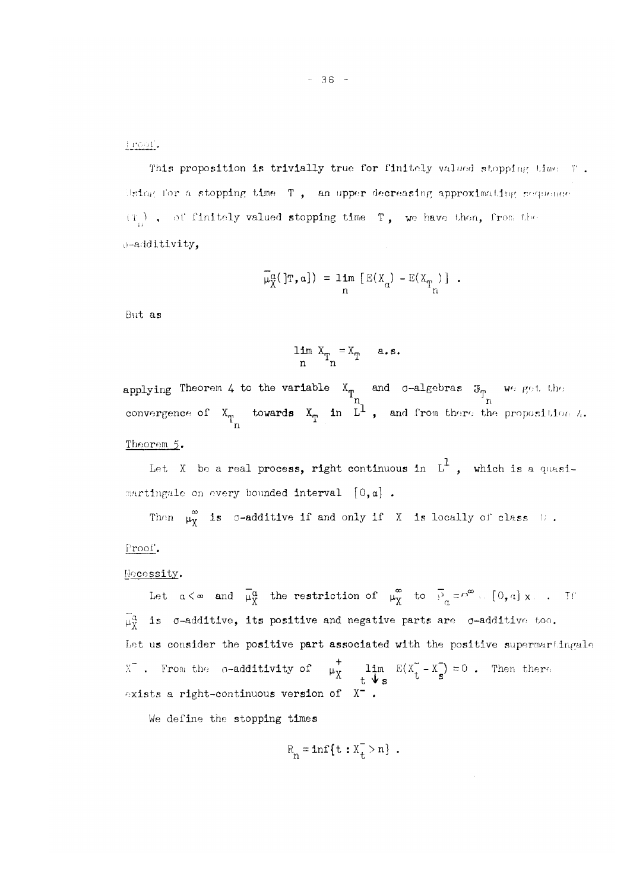Proof.

This proposition is trivially true for finitely valued stopping time $T$. Using for a stopping time $T$, an upper decreasing approximating sequence $(T_n)$, of finitely valued stopping time $T$, we have then, from the $\sigma$-additivity,

$$\bar{\mu}_X^a(]T,a]) = \lim_n [E(X_a) - E(X_{T_n})] .$$

But as

$$\lim_n X_{T_n} = X_T \quad \text{a.s.}$$

applying Theorem 4 to the variable $X_{T_n}$ and $\sigma$-algebras $\mathfrak{F}_{T_n}$ we get the convergence of $X_{T_n}$ towards $X_T$ in $L^1$, and from there the proposition 4.

Theorem 5.

Let $X$ be a real process, right continuous in $L^1$, which is a quasi-martingale on every bounded interval $[0,a]$.

Then $\mu_X^\infty$ is $\sigma$-additive if and only if $X$ is locally of class $D$.

Proof.

Necessity.

Let $a < \infty$ and $\bar{\mu}_X^a$ the restriction of $\mu_X^\infty$ to $\bar{\mathcal{P}}_a = \mathcal{P}^\infty \cap [0,a] \times \Omega$. If $\bar{\mu}_X^a$ is $\sigma$-additive, its positive and negative parts are $\sigma$-additive too. Let us consider the positive part associated with the positive supermartingale $X^-$. From the $\sigma$-additivity of $\mu_X^+$ $\lim_{t \downarrow s} E(X_t^- - X_s^-) = 0$. Then there exists a right-continuous version of $X^-$.

We define the stopping times

$$R_n = \inf\{t : X_t^- > n\} .$$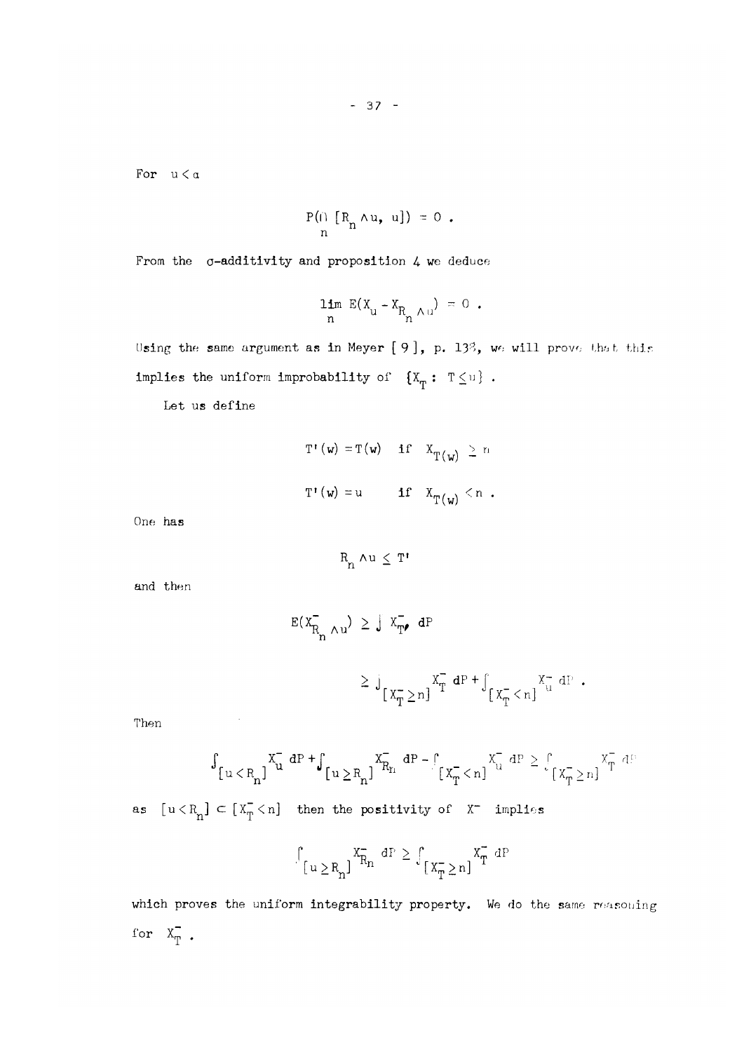For $u < a$

$$P(\bigcap_n [R_n \wedge u, u]) = 0 .$$

From the σ-additivity and proposition 4 we deduce

$$\lim_n E(X_u - X_{R_n \wedge u}) = 0 .$$

Using the same argument as in Meyer [9], p. 133, we will prove that this implies the uniform improbability of $\{X_T : T \leq u\}$ .

Let us define

$$T'(w) = T(w) \quad \text{if} \quad X_{T(w)} \geq n$$

$$T'(w) = u \qquad \text{if} \quad X_{T(w)} < n .$$

One has

$$R_n \wedge u \leq T'$$

and then

$$E(X^-_{R_n \wedge u}) \geq \int X^-_{T'} \, dP$$

$$\geq \int_{[X^-_T \geq n]} X^-_T \, dP + \int_{[X^-_T < n]} X^-_u \, dP .$$

Then

$$\int_{[u < R_n]} X^-_u \, dP + \int_{[u \geq R_n]} X^-_{R_n} \, dP - \int_{[X^-_T < n]} X^-_u \, dP \geq \int_{[X^-_T \geq n]} X^-_T \, dP$$

as $[u < R_n] \subset [X^-_T < n]$ then the positivity of $X^-$ implies

$$\int_{[u \geq R_n]} X^-_{R_n} \, dP \geq \int_{[X^-_T \geq n]} X^-_T \, dP$$

which proves the uniform integrability property. We do the same reasoning for $X^-_T$ .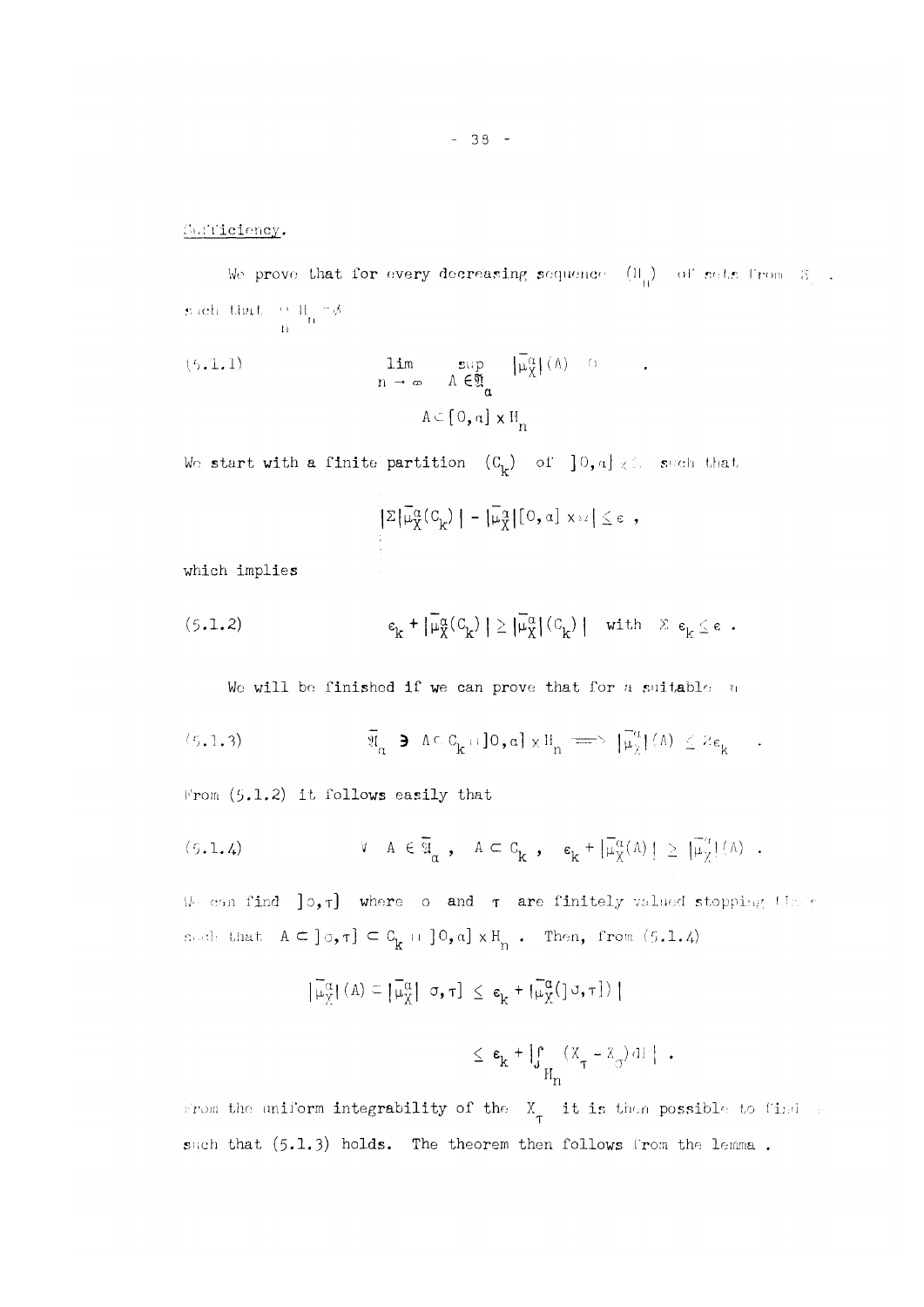Sufficiency.

We prove that for every decreasing sequence $(H_n)$ of sets from $\mathcal{S}$, such that $\cap H_n = \emptyset$

$$(5.1.1) \qquad \lim_{n \to \infty} \sup_{\substack{A \in \bar{\mathfrak{A}}_a \\ A \subset [0,a] \times H_n}} |\bar{\mu}_X^a|(A) = 0 \quad .$$

We start with a finite partition $(C_k)$ of $]0,a] \times \Omega$ such that

$$|\Sigma|\bar{\mu}_X^a(C_k)| - |\bar{\mu}_X^a|[0,a] \times \Omega| \leq \varepsilon ,$$

which implies

$$(5.1.2) \qquad \varepsilon_k + |\bar{\mu}_X^a(C_k)| \geq |\bar{\mu}_X^a|(C_k)| \quad \text{with} \quad \Sigma \varepsilon_k \leq \varepsilon .$$

We will be finished if we can prove that for a suitable $n$

$$(5.1.3) \qquad \bar{\mathfrak{A}}_a \ni A \subset C_k \cap ]0,a] \times H_n \implies |\bar{\mu}_X^a|(A) \leq 2\varepsilon_k \quad .$$

From (5.1.2) it follows easily that

$$(5.1.4) \qquad \forall \ A \in \bar{\mathfrak{A}}_a , \quad A \subset C_k , \quad \varepsilon_k + |\bar{\mu}_X^a(A)| \geq |\bar{\mu}_X^a|(A) .$$

We can find $]\sigma,\tau]$ where $\sigma$ and $\tau$ are finitely valued stopping times such that $A \subset ]\sigma,\tau] \subset C_k \cap ]0,a] \times H_n$ . Then, from (5.1.4)

$$|\bar{\mu}_X^a|(A) \leq |\bar{\mu}_X^a| \ \sigma,\tau] \leq \varepsilon_k + |\bar{\mu}_X^a(]\sigma,\tau])|$$

$$\leq \varepsilon_k + \left|\int_{H_n} (X_\tau - X_\sigma) dP\right| .$$

From the uniform integrability of the $X_\tau$ it is then possible to find $n$ such that (5.1.3) holds. The theorem then follows from the lemma .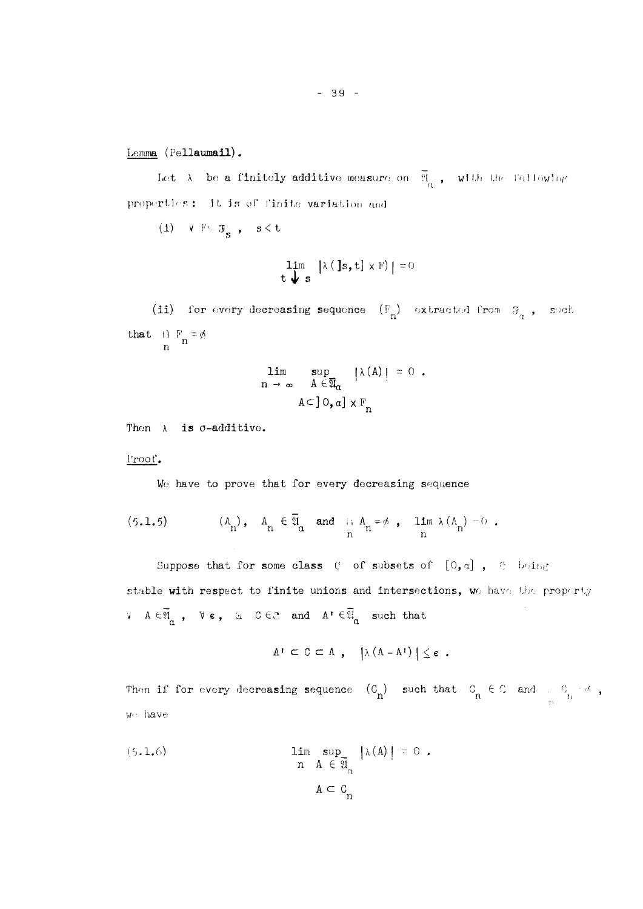Lemma (Pellaumail).

Let $\lambda$ be a finitely additive measure on $\overline{\mathfrak{A}}_a$, with the following properties: it is of finite variation and

(i) $\forall F \in \mathfrak{F}_s$, $s < t$

$$\lim_{t \downarrow s} |\lambda(]s,t] \times F)| = 0$$

(ii) for every decreasing sequence $(F_n)$ extracted from $\mathfrak{F}_a$, such that $\bigcap_n F_n = \emptyset$

$$\lim_{n \to \infty} \sup_{\substack{A \in \overline{\mathfrak{A}}_a \\ A \subset ]0,a] \times F_n}} |\lambda(A)| = 0 .$$

Then $\lambda$ is $\sigma$-additive.

Proof.

We have to prove that for every decreasing sequence

$$(5.1.5) \qquad (A_n), \quad A_n \in \overline{\mathfrak{A}}_a \text{ and } \bigcap_n A_n = \emptyset , \quad \lim_n \lambda(A_n) = 0 .$$

Suppose that for some class $\mathcal{C}$ of subsets of $[0,a]$, $\mathcal{C}$ being stable with respect to finite unions and intersections, we have the property $\forall A \in \overline{\mathfrak{A}}_a$, $\forall \epsilon$, $\exists C \in \mathcal{C}$ and $A' \in \overline{\mathfrak{A}}_a$ such that

$$A' \subset C \subset A , \quad |\lambda(A - A')| \leq \epsilon .$$

Then if for every decreasing sequence $(C_n)$ such that $C_n \in \mathcal{C}$ and $\bigcap_n C_n = \emptyset$, we have

$$(5.1.6) \qquad \lim_n \sup_{\substack{A \in \overline{\mathfrak{A}}_a \\ A \subset C_n}} |\lambda(A)| = 0 .$$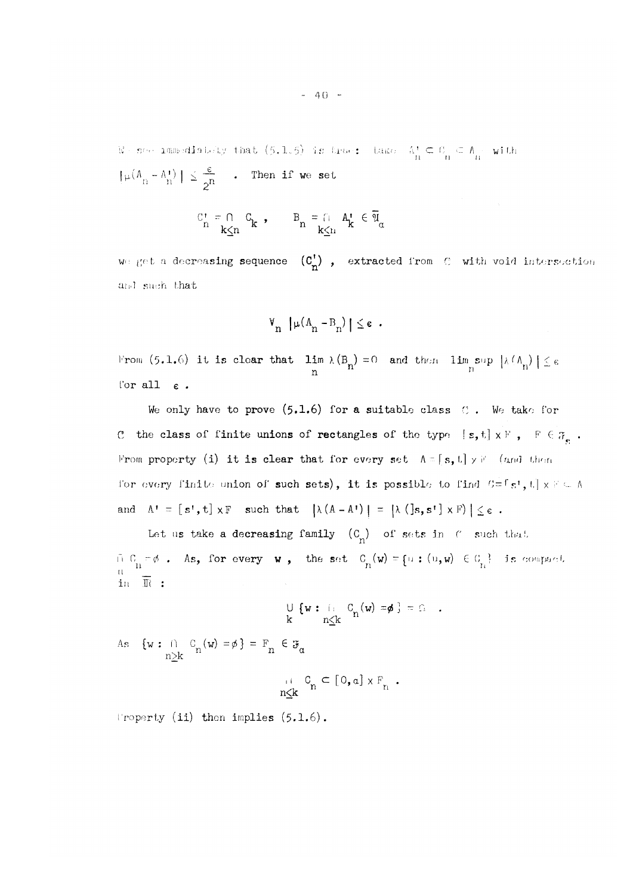We see immediately that (5.1.5) is true : take $A'_n \subset C_n \subset A_n$ with $|\mu(A_n - A'_n)| \leq \frac{\epsilon}{2^n}$ . Then if we set

$$C'_n = \bigcap_{k \leq n} C_k \ , \qquad B_n = \bigcap_{k \leq n} A'_k \in \overline{\mathfrak{A}}_\alpha$$

we get a decreasing sequence $(C'_n)$ , extracted from $\mathcal{C}$ with void intersection and such that

$$\forall_n \ |\mu(A_n - B_n)| \leq \epsilon \ .$$

From (5.1.6) it is clear that $\lim_n \lambda(B_n) = 0$ and then $\limsup_n |\lambda(A_n)| \leq \epsilon$ for all $\epsilon$ .

We only have to prove (5.1.6) for a suitable class $\mathcal{C}$ . We take for $\mathcal{C}$ the class of finite unions of rectangles of the type $]s,t] \times F$ , $F \in \mathcal{F}_s$ . From property (i) it is clear that for every set $A = ]s,t] \times F$ (and then for every finite union of such sets), it is possible to find $C = [s',t] \times F \subset A$ and $A' = [s',t] \times F$ such that $|\lambda(A - A')| = |\lambda(]s,s'] \times F)| \leq \epsilon$ .

Let us take a decreasing family $(C_n)$ of sets in $\mathcal{C}$ such that $\bigcap_n C_n = \emptyset$ . As, for every $w$ , the set $C_n(w) = \{u : (u,w) \in C_n\}$ is compact in $\overline{\mathbb{R}}$ :

$$\bigcup_k \{w : \bigcap_{n \leq k} C_n(w) = \emptyset\} = \Omega \ .$$

As $\{w : \bigcap_{n \geq k} C_n(w) = \emptyset\} = F_n \in \mathcal{F}_a$

$$\bigcap_{n \leq k} C_n \subset [0,a] \times F_n \ .$$

Property (ii) then implies (5.1.6).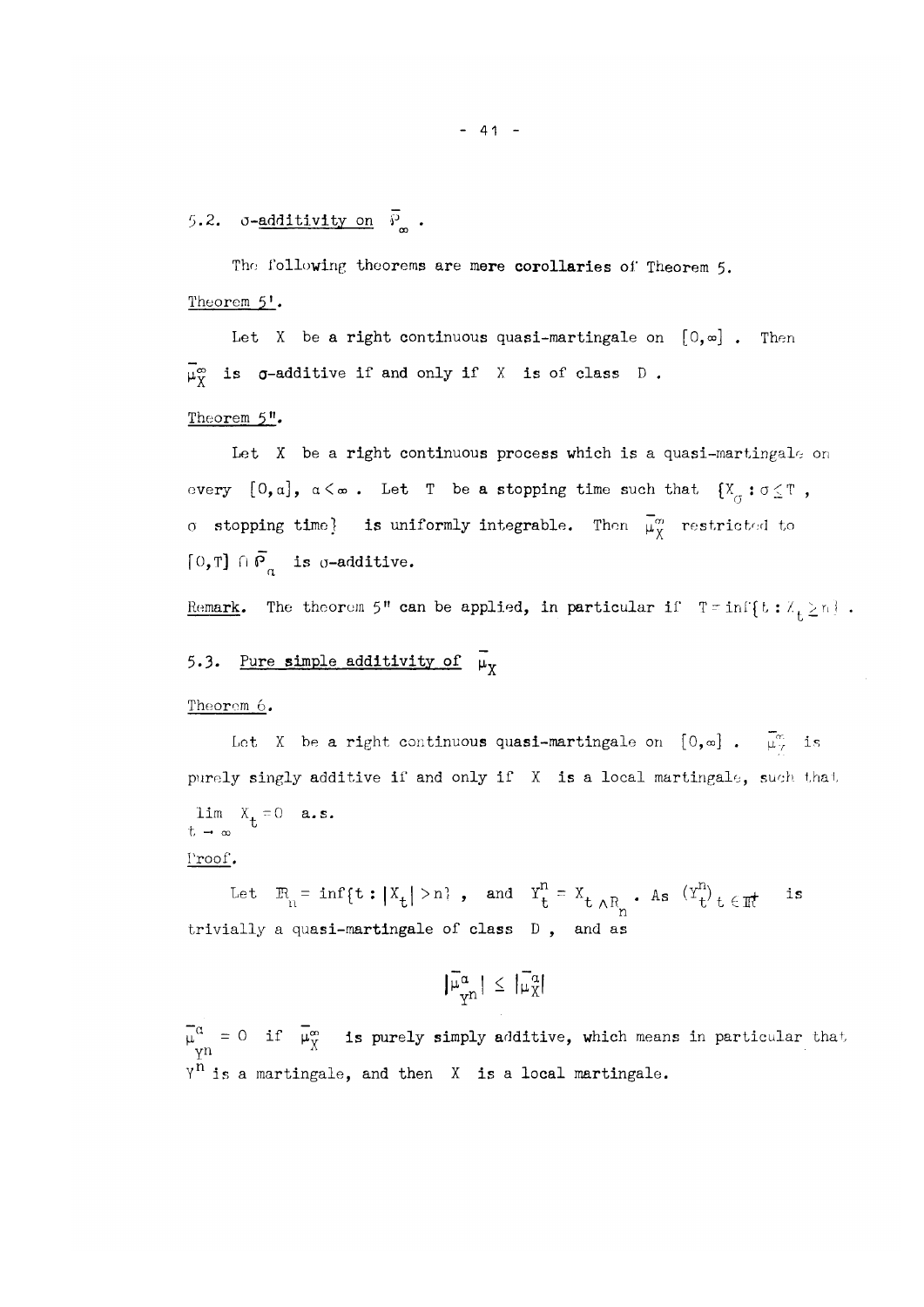### 5.2. $\sigma$-additivity on $\bar{\mathcal{P}}_\infty$ .

The following theorems are mere corollaries of Theorem 5.

Theorem 5'.

Let $X$ be a right continuous quasi-martingale on $[0,\infty]$ . Then $\bar{\mu}_X^\infty$ is $\sigma$-additive if and only if $X$ is of class D .

Theorem 5".

Let $X$ be a right continuous process which is a quasi-martingale on every $[0,\alpha]$, $\alpha < \infty$ . Let $T$ be a stopping time such that $\{X_\sigma : \sigma \leq T$ , $\sigma$ stopping time$\}$ is uniformly integrable. Then $\bar{\mu}_X^\infty$ restricted to $[0,T] \cap \bar{\mathcal{P}}_\alpha$ is $\sigma$-additive.

Remark. The theorem 5" can be applied, in particular if $T = \inf\{t : X_t \geq n\}$ .

### 5.3. Pure simple additivity of $\bar{\mu}_X$

Theorem 6.

Let $X$ be a right continuous quasi-martingale on $[0,\infty]$ . $\bar{\mu}_X^\infty$ is purely singly additive if and only if $X$ is a local martingale, such that $\lim_{t \to \infty} X_t = 0$ a.s.

Proof.

Let $R_n = \inf\{t : |X_t| > n\}$ , and $Y_t^n = X_{t \wedge R_n}$ . As $(Y_t^n)_{t \in \bar{\mathbb{R}}^+}$ is trivially a quasi-martingale of class D , and as

$$|\bar{\mu}_{Y^n}^\alpha| \leq |\bar{\mu}_X^\alpha|$$

$\bar{\mu}_{Y^n}^\alpha = 0$ if $\bar{\mu}_X^\infty$ is purely simply additive, which means in particular that $Y^n$ is a martingale, and then $X$ is a local martingale.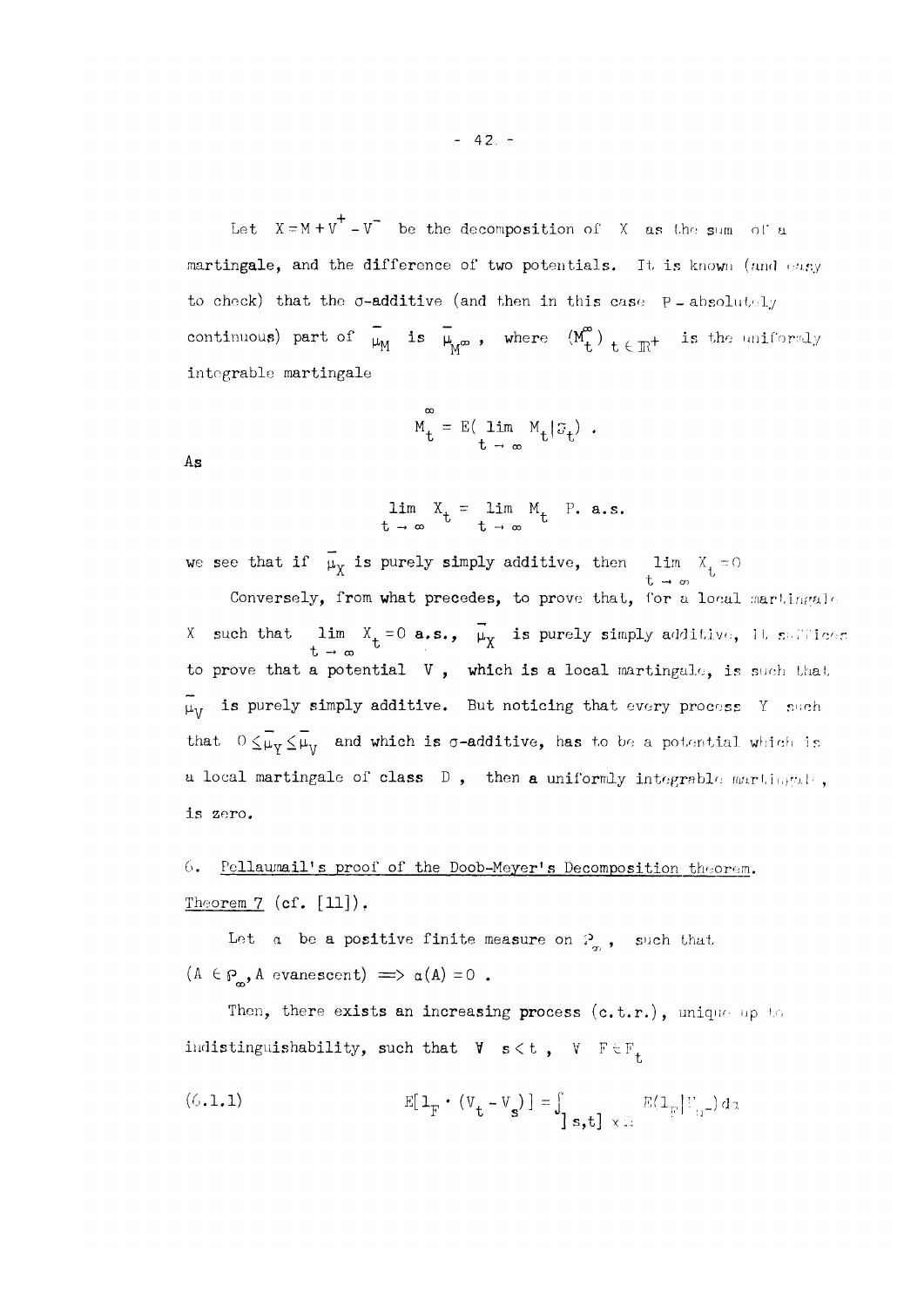Let $X = M + V^+ - V^-$ be the decomposition of $X$ as the sum of a martingale, and the difference of two potentials. It is known (and easy to check) that the $\sigma$-additive (and then in this case $P$-absolutely continuous) part of $\bar{\mu}_M$ is $\bar{\mu}_{M^\infty}$, where $(M_t^\infty)_{t \in \mathbb{R}^+}$ is the uniformly integrable martingale

$$M_t^\infty = E(\lim_{t \to \infty} M_t | \mathcal{F}_t) .$$

As

$$\lim_{t \to \infty} X_t = \lim_{t \to \infty} M_t \quad \text{P. a.s.}$$

we see that if $\bar{\mu}_X$ is purely simply additive, then $\lim_{t \to \infty} X_t = 0$

Conversely, from what precedes, to prove that, for a local martingale $X$ such that $\lim_{t \to \infty} X_t = 0$ a.s., $\bar{\mu}_X$ is purely simply additive, it suffices to prove that a potential $V$, which is a local martingale, is such that $\bar{\mu}_V$ is purely simply additive. But noticing that every process $Y$ such that $0 \leq \bar{\mu}_Y \leq \bar{\mu}_V$ and which is $\sigma$-additive, has to be a potential which is a local martingale of class $D$, then a uniformly integrable martingale, is zero.

## 6. Pellaumail's proof of the Doob-Meyer's Decomposition theorem.

Theorem 7 (cf. [11]).

Let $\alpha$ be a positive finite measure on $\mathcal{P}_\infty$, such that $(A \in \mathcal{P}_\infty, A \text{ evanescent}) \Longrightarrow \alpha(A) = 0$ .

Then, there exists an increasing process (c.t.r.), unique up to indistinguishability, such that $\forall \ s < t$ , $\forall \ F \in \mathcal{F}_t$

$$(6.1.1) \qquad E[1_F \cdot (V_t - V_s)] = \int_{]s,t] \times \Omega} E(1_F | \mathcal{F}_{u^-}) \, d\alpha$$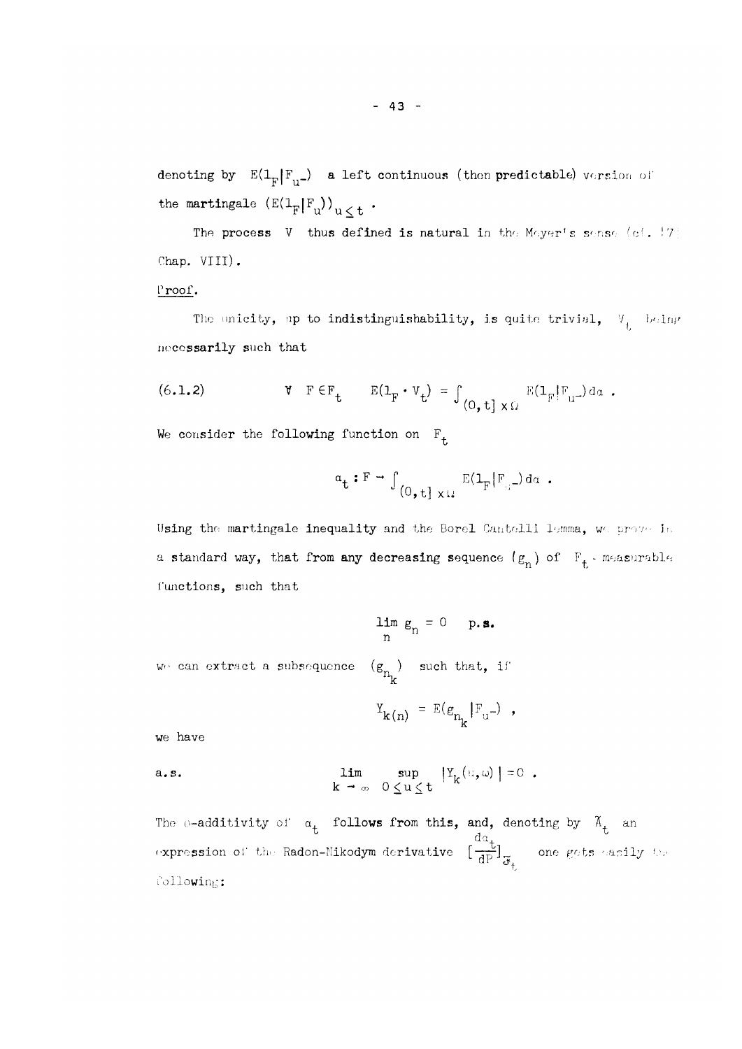denoting by $E(1_F|F_{u^-})$ a left continuous (then predictable) version of the martingale $(E(1_F|F_u))_{u \leq t}$.

The process V thus defined is natural in the Meyer's sense (cf. [7] Chap. VIII).

Proof.

The unicity, up to indistinguishability, is quite trivial, $V_t$ being necessarily such that

$$(6.1.2) \qquad \forall \quad F \in F_t \qquad E(1_F \cdot V_t) = \int_{(0,t] \times \Omega} E(1_F|F_{u^-}) \, d\alpha \ .$$

We consider the following function on $F_t$

$$\alpha_t : F \to \int_{(0,t] \times \Omega} E(1_F|F_{u^-}) \, d\alpha \ .$$

Using the martingale inequality and the Borel Cantelli lemma, we prove in a standard way, that from any decreasing sequence $(g_n)$ of $F_t$ - measurable functions, such that

$$\lim_n g_n = 0 \quad \text{p.s.}$$

we can extract a subsequence $(g_{n_k})$ such that, if

$$Y_{k(n)} = E(g_{n_k}|F_{u^-}) \ ,$$

we have

$$\text{a.s.} \qquad \lim_{k \to \infty} \sup_{0 \leq u \leq t} |Y_k(u,\omega)| = 0 \ .$$

The $\sigma$-additivity of $\alpha_t$ follows from this, and, denoting by $\bar{\Lambda}_t$ an expression of the Radon-Nikodym derivative $\left[\frac{d\alpha_t}{dP}\right]_{\mathcal{F}_t}$ one gets easily the following: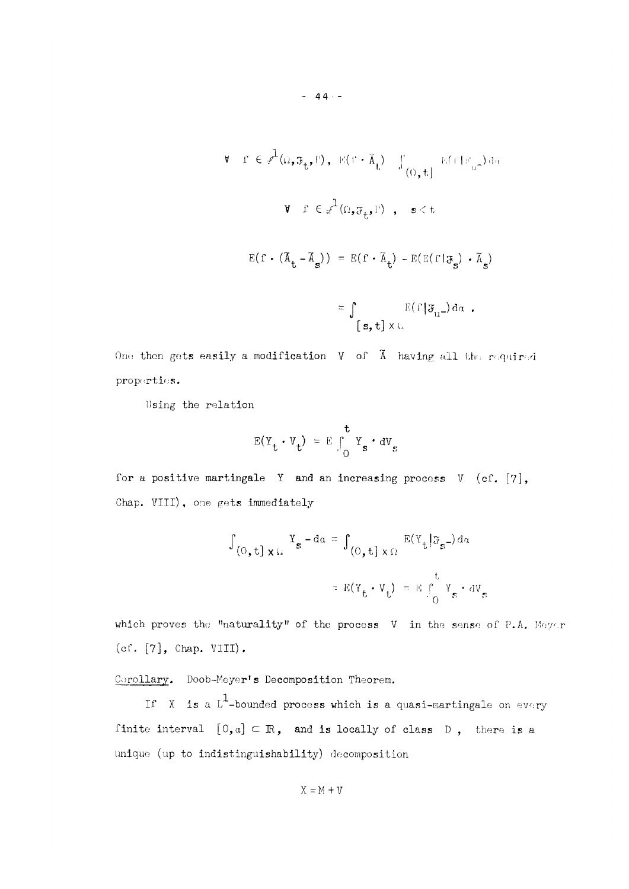$$\forall \quad f \in \mathscr{L}^1(\Omega, \mathfrak{F}_t, P), \quad E(f \cdot \tilde{A}_t) \quad \int_{(0,t]} E(f|\mathfrak{F}_{u^-})\, da$$

$$\forall \quad f \in \mathscr{L}^1(\Omega, \mathfrak{F}_t, P) \quad , \quad s < t$$

$$E(f \cdot (\tilde{A}_t - \tilde{A}_s)) = E(f \cdot \tilde{A}_t) - E(E(f|\mathfrak{F}_s) \cdot \tilde{A}_s)$$

$$= \int_{[s,t] \times \Omega} E(f|\mathfrak{F}_{u^-})\, da \ .$$

One then gets easily a modification $V$ of $\tilde{A}$ having all the required properties.

Using the relation

$$E(Y_t \cdot V_t) = E \int_0^t Y_s \cdot dV_s$$

for a positive martingale $Y$ and an increasing process $V$ (cf. [7], Chap. VIII), one gets immediately

$$\int_{(0,t] \times \Omega} Y_{s^-}\, da = \int_{(0,t] \times \Omega} E(Y_t|\mathfrak{F}_{s^-})\, da$$

$$= E(Y_t \cdot V_t) = E \int_0^t Y_s \cdot dV_s$$

which proves the "naturality" of the process $V$ in the sense of P.A. Meyer (cf. [7], Chap. VIII).

Corollary. Doob-Meyer's Decomposition Theorem.

If $X$ is a $L^1$-bounded process which is a quasi-martingale on every finite interval $[0,a] \subset \mathbb{R}$, and is locally of class $D$, there is a unique (up to indistinguishability) decomposition

$$X = M + V$$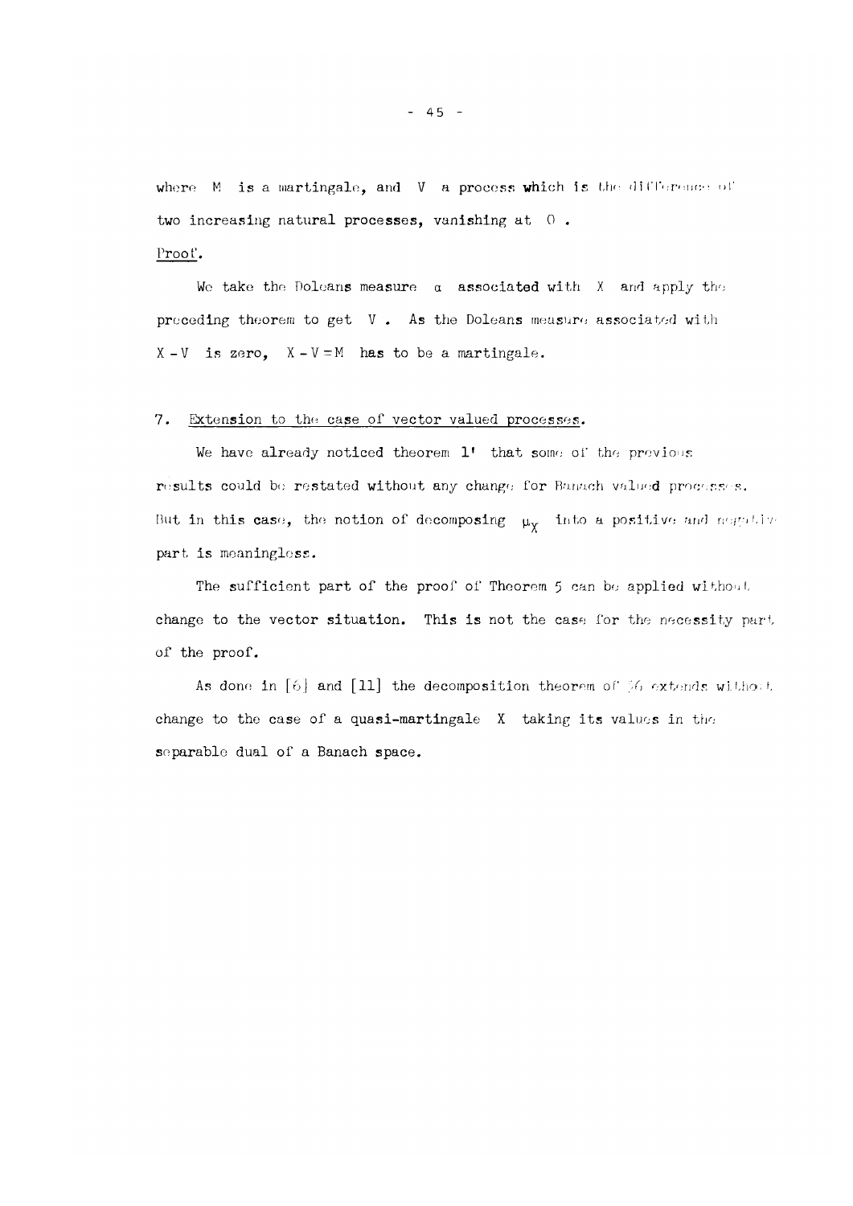where $M$ is a martingale, and $V$ a process which is the difference of two increasing natural processes, vanishing at $0$.

Proof.

We take the Doleans measure $\alpha$ associated with $X$ and apply the preceding theorem to get $V$. As the Doleans measure associated with $X - V$ is zero, $X - V = M$ has to be a martingale.

## 7. Extension to the case of vector valued processes.

We have already noticed theorem 1' that some of the previous results could be restated without any change for Banach valued processes. But in this case, the notion of decomposing $\mu_X$ into a positive and negative part is meaningless.

The sufficient part of the proof of Theorem 5 can be applied without change to the vector situation. This is not the case for the necessity part of the proof.

As done in [6] and [11] the decomposition theorem of §6 extends without change to the case of a quasi-martingale $X$ taking its values in the separable dual of a Banach space.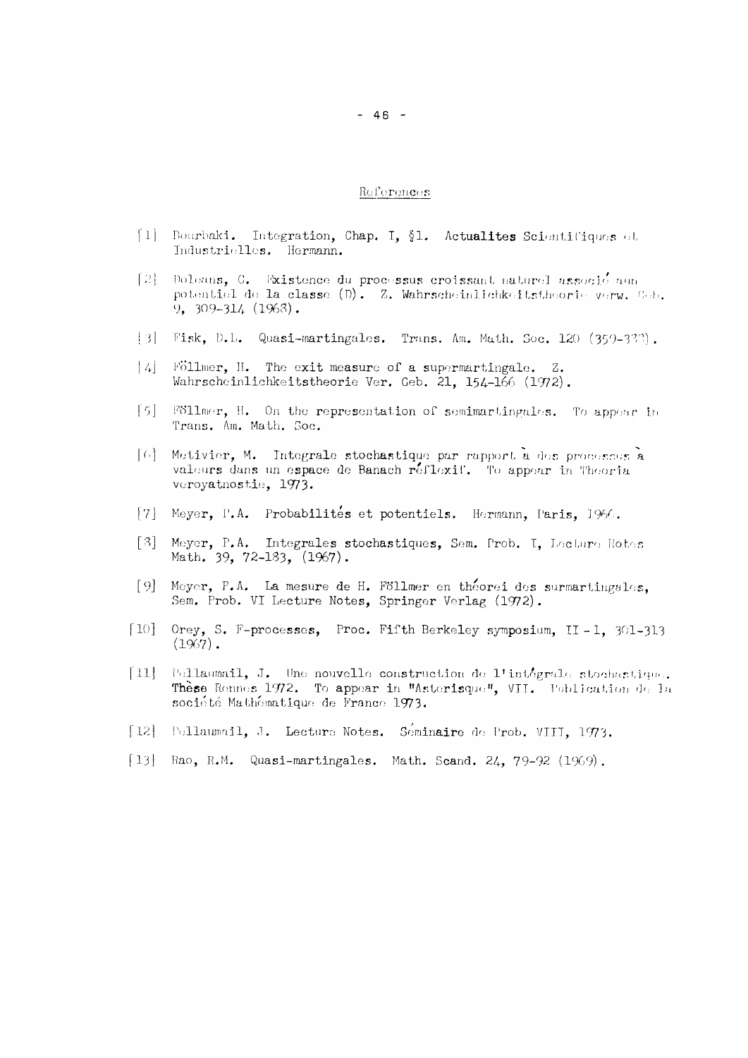## References

[1] Bourbaki. Integration, Chap. I, §1. Actualites Scientifiques et Industrielles. Hermann.

[2] Doleans, C. Existence du processus croissant naturel associé aux potentiel de la classe (D). Z. Wahrscheinlichkeitstheorie verw. Geb. 9, 309-314 (1968).

[3] Fisk, D.L. Quasi-martingales. Trans. Am. Math. Soc. 120 (359-3??).

[4] Föllmer, H. The exit measure of a supermartingale. Z. Wahrscheinlichkeitstheorie Ver. Geb. 21, 154-166 (1972).

[5] Föllmer, H. On the representation of semimartingales. To appear in Trans. Am. Math. Soc.

[6] Metivier, M. Integrale stochastique par rapport à des processus à valeurs dans un espace de Banach réflexif. To appear in Theoria veroyatnostie, 1973.

[7] Meyer, P.A. Probabilités et potentiels. Hermann, Paris, 1966.

[8] Meyer, P.A. Integrales stochastiques, Sem. Prob. I, Lecture Notes Math. 39, 72-183, (1967).

[9] Meyer, P.A. La mesure de H. Föllmer en théorei des surmartingales, Sem. Prob. VI Lecture Notes, Springer Verlag (1972).

[10] Orey, S. F-processes, Proc. Fifth Berkeley symposium, II - 1, 301-313 (1967).

[11] Pellaumail, J. Une nouvelle construction de l'intégrale stochastique. Thèse Rennes 1972. To appear in "Asterisque", VII. Publication de la société Mathématique de France 1973.

[12] Pellaumail, J. Lecture Notes. Séminaire de Prob. VIII, 1973.

[13] Rao, R.M. Quasi-martingales. Math. Scand. 24, 79-92 (1969).